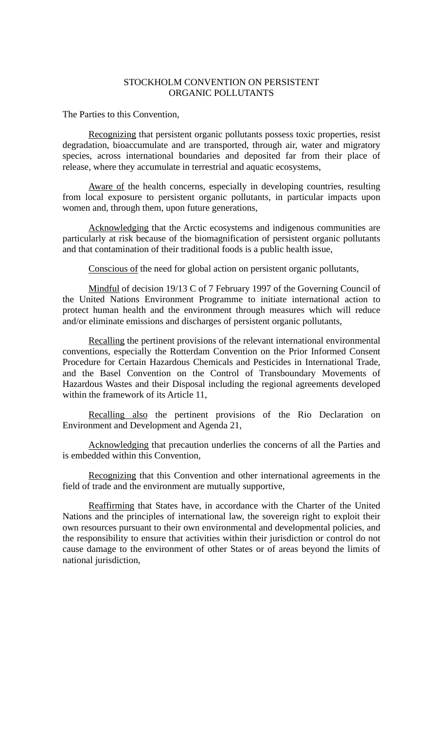# STOCKHOLM CONVENTION ON PERSISTENT ORGANIC POLLUTANTS

The Parties to this Convention,

Recognizing that persistent organic pollutants possess toxic properties, resist degradation, bioaccumulate and are transported, through air, water and migratory species, across international boundaries and deposited far from their place of release, where they accumulate in terrestrial and aquatic ecosystems,

Aware of the health concerns, especially in developing countries, resulting from local exposure to persistent organic pollutants, in particular impacts upon women and, through them, upon future generations,

Acknowledging that the Arctic ecosystems and indigenous communities are particularly at risk because of the biomagnification of persistent organic pollutants and that contamination of their traditional foods is a public health issue,

Conscious of the need for global action on persistent organic pollutants,

Mindful of decision 19/13 C of 7 February 1997 of the Governing Council of the United Nations Environment Programme to initiate international action to protect human health and the environment through measures which will reduce and/or eliminate emissions and discharges of persistent organic pollutants,

Recalling the pertinent provisions of the relevant international environmental conventions, especially the Rotterdam Convention on the Prior Informed Consent Procedure for Certain Hazardous Chemicals and Pesticides in International Trade, and the Basel Convention on the Control of Transboundary Movements of Hazardous Wastes and their Disposal including the regional agreements developed within the framework of its Article 11,

Recalling also the pertinent provisions of the Rio Declaration on Environment and Development and Agenda 21,

Acknowledging that precaution underlies the concerns of all the Parties and is embedded within this Convention,

Recognizing that this Convention and other international agreements in the field of trade and the environment are mutually supportive,

Reaffirming that States have, in accordance with the Charter of the United Nations and the principles of international law, the sovereign right to exploit their own resources pursuant to their own environmental and developmental policies, and the responsibility to ensure that activities within their jurisdiction or control do not cause damage to the environment of other States or of areas beyond the limits of national jurisdiction,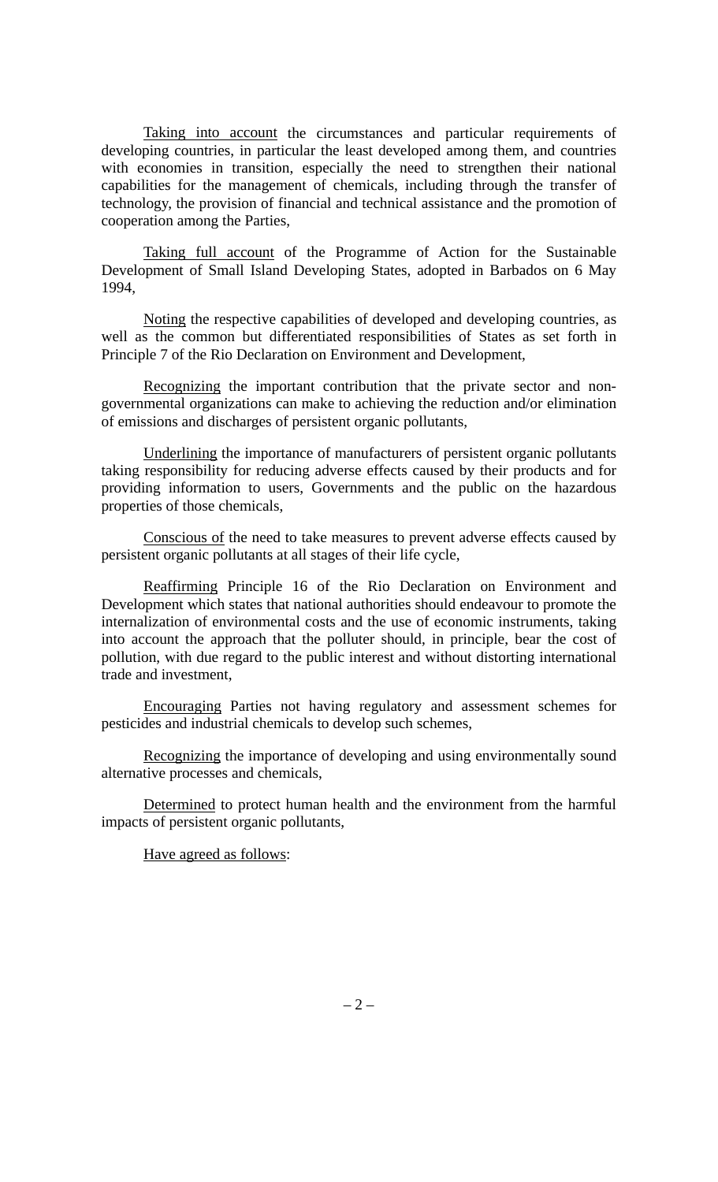Taking into account the circumstances and particular requirements of developing countries, in particular the least developed among them, and countries with economies in transition, especially the need to strengthen their national capabilities for the management of chemicals, including through the transfer of technology, the provision of financial and technical assistance and the promotion of cooperation among the Parties,

Taking full account of the Programme of Action for the Sustainable Development of Small Island Developing States, adopted in Barbados on 6 May 1994,

Noting the respective capabilities of developed and developing countries, as well as the common but differentiated responsibilities of States as set forth in Principle 7 of the Rio Declaration on Environment and Development,

Recognizing the important contribution that the private sector and non-governmental organizations can make to achieving the reduction and/or elimination of emissions and discharges of persistent organic pollutants,

Underlining the importance of manufacturers of persistent organic pollutants taking responsibility for reducing adverse effects caused by their products and for providing information to users, Governments and the public on the hazardous properties of those chemicals,

Conscious of the need to take measures to prevent adverse effects caused by persistent organic pollutants at all stages of their life cycle,

Reaffirming Principle 16 of the Rio Declaration on Environment and Development which states that national authorities should endeavour to promote the internalization of environmental costs and the use of economic instruments, taking into account the approach that the polluter should, in principle, bear the cost of pollution, with due regard to the public interest and without distorting international trade and investment,

Encouraging Parties not having regulatory and assessment schemes for pesticides and industrial chemicals to develop such schemes,

Recognizing the importance of developing and using environmentally sound alternative processes and chemicals,

Determined to protect human health and the environment from the harmful impacts of persistent organic pollutants,

Have agreed as follows: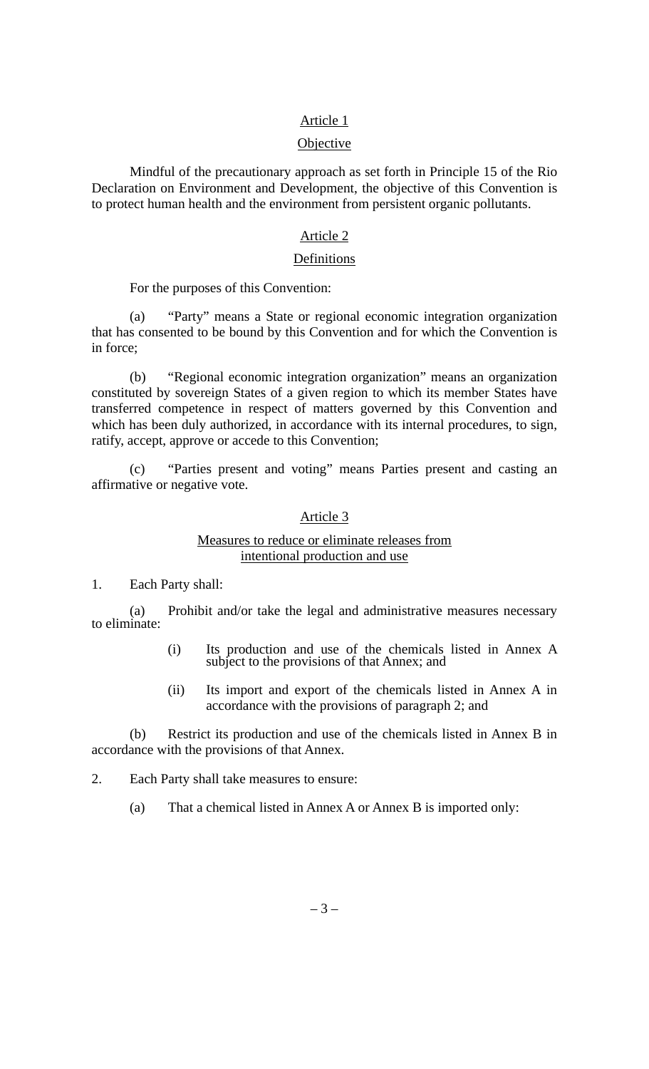## Article 1

### Objective

Mindful of the precautionary approach as set forth in Principle 15 of the Rio Declaration on Environment and Development, the objective of this Convention is to protect human health and the environment from persistent organic pollutants.

## Article 2

### Definitions

For the purposes of this Convention:

(a) "Party" means a State or regional economic integration organization that has consented to be bound by this Convention and for which the Convention is in force;

(b) "Regional economic integration organization" means an organization constituted by sovereign States of a given region to which its member States have transferred competence in respect of matters governed by this Convention and which has been duly authorized, in accordance with its internal procedures, to sign, ratify, accept, approve or accede to this Convention;

(c) "Parties present and voting" means Parties present and casting an affirmative or negative vote.

## Article 3

### Measures to reduce or eliminate releases from intentional production and use

1. Each Party shall:

(a) Prohibit and/or take the legal and administrative measures necessary to eliminate:

- (i) Its production and use of the chemicals listed in Annex A subject to the provisions of that Annex; and
- (ii) Its import and export of the chemicals listed in Annex A in accordance with the provisions of paragraph 2; and

(b) Restrict its production and use of the chemicals listed in Annex B in accordance with the provisions of that Annex.

2. Each Party shall take measures to ensure:

(a) That a chemical listed in Annex A or Annex B is imported only: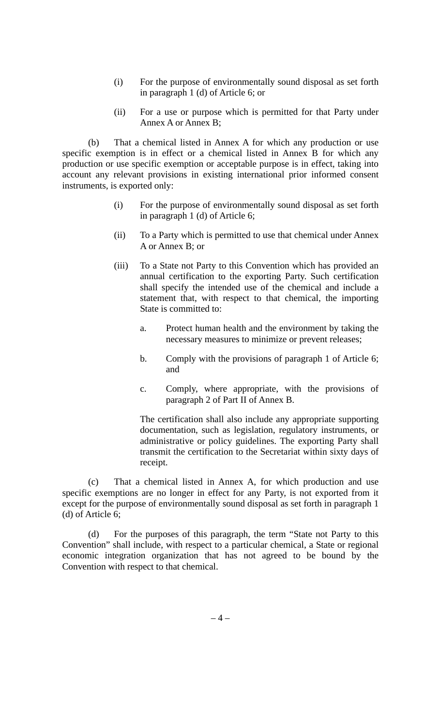(i) For the purpose of environmentally sound disposal as set forth in paragraph 1 (d) of Article 6; or

(ii) For a use or purpose which is permitted for that Party under Annex A or Annex B;

(b) That a chemical listed in Annex A for which any production or use specific exemption is in effect or a chemical listed in Annex B for which any production or use specific exemption or acceptable purpose is in effect, taking into account any relevant provisions in existing international prior informed consent instruments, is exported only:

(i) For the purpose of environmentally sound disposal as set forth in paragraph 1 (d) of Article 6;

(ii) To a Party which is permitted to use that chemical under Annex A or Annex B; or

(iii) To a State not Party to this Convention which has provided an annual certification to the exporting Party. Such certification shall specify the intended use of the chemical and include a statement that, with respect to that chemical, the importing State is committed to:

a. Protect human health and the environment by taking the necessary measures to minimize or prevent releases;

b. Comply with the provisions of paragraph 1 of Article 6; and

c. Comply, where appropriate, with the provisions of paragraph 2 of Part II of Annex B.

The certification shall also include any appropriate supporting documentation, such as legislation, regulatory instruments, or administrative or policy guidelines. The exporting Party shall transmit the certification to the Secretariat within sixty days of receipt.

(c) That a chemical listed in Annex A, for which production and use specific exemptions are no longer in effect for any Party, is not exported from it except for the purpose of environmentally sound disposal as set forth in paragraph 1 (d) of Article 6;

(d) For the purposes of this paragraph, the term "State not Party to this Convention" shall include, with respect to a particular chemical, a State or regional economic integration organization that has not agreed to be bound by the Convention with respect to that chemical.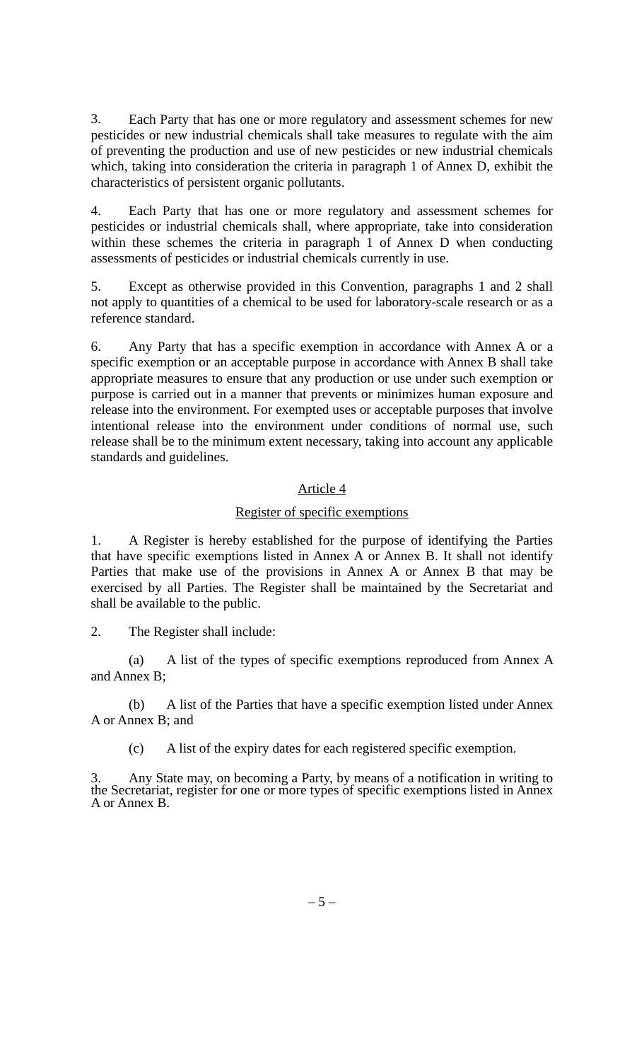3. Each Party that has one or more regulatory and assessment schemes for new pesticides or new industrial chemicals shall take measures to regulate with the aim of preventing the production and use of new pesticides or new industrial chemicals which, taking into consideration the criteria in paragraph 1 of Annex D, exhibit the characteristics of persistent organic pollutants.

4. Each Party that has one or more regulatory and assessment schemes for pesticides or industrial chemicals shall, where appropriate, take into consideration within these schemes the criteria in paragraph 1 of Annex D when conducting assessments of pesticides or industrial chemicals currently in use.

5. Except as otherwise provided in this Convention, paragraphs 1 and 2 shall not apply to quantities of a chemical to be used for laboratory-scale research or as a reference standard.

6. Any Party that has a specific exemption in accordance with Annex A or a specific exemption or an acceptable purpose in accordance with Annex B shall take appropriate measures to ensure that any production or use under such exemption or purpose is carried out in a manner that prevents or minimizes human exposure and release into the environment. For exempted uses or acceptable purposes that involve intentional release into the environment under conditions of normal use, such release shall be to the minimum extent necessary, taking into account any applicable standards and guidelines.

## Article 4

## Register of specific exemptions

1. A Register is hereby established for the purpose of identifying the Parties that have specific exemptions listed in Annex A or Annex B. It shall not identify Parties that make use of the provisions in Annex A or Annex B that may be exercised by all Parties. The Register shall be maintained by the Secretariat and shall be available to the public.

2. The Register shall include:

(a) A list of the types of specific exemptions reproduced from Annex A and Annex B;

(b) A list of the Parties that have a specific exemption listed under Annex A or Annex B; and

(c) A list of the expiry dates for each registered specific exemption.

3. Any State may, on becoming a Party, by means of a notification in writing to the Secretariat, register for one or more types of specific exemptions listed in Annex A or Annex B.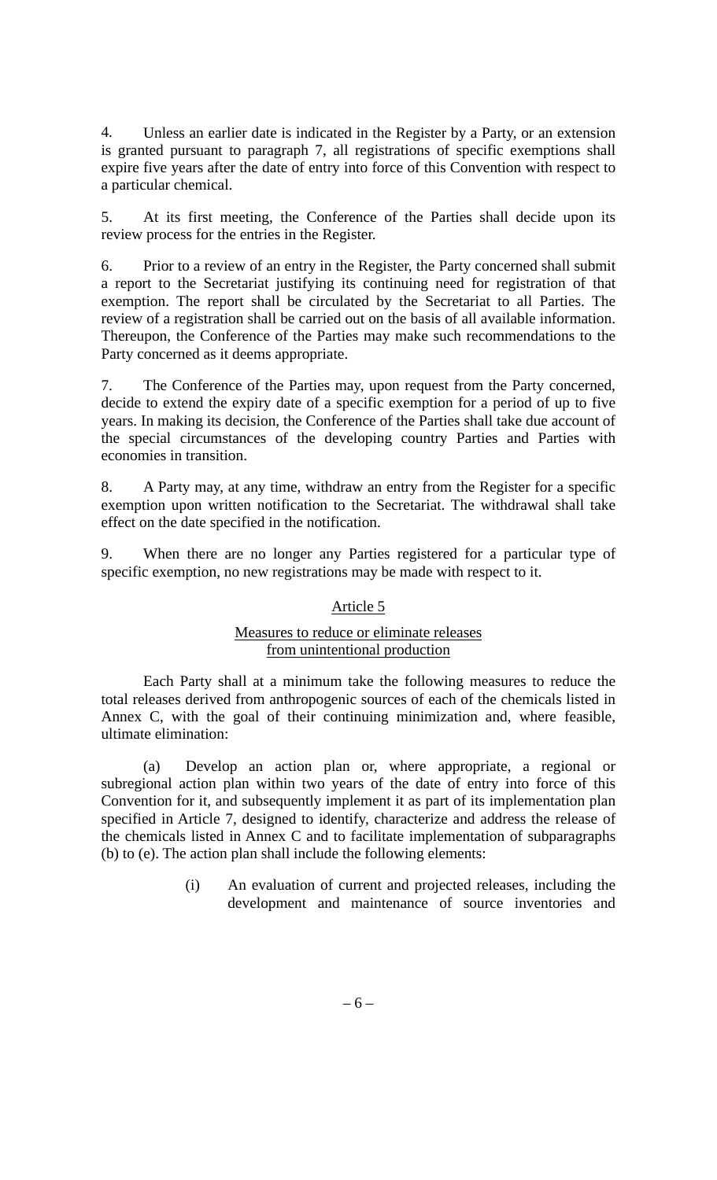4. Unless an earlier date is indicated in the Register by a Party, or an extension is granted pursuant to paragraph 7, all registrations of specific exemptions shall expire five years after the date of entry into force of this Convention with respect to a particular chemical.

5. At its first meeting, the Conference of the Parties shall decide upon its review process for the entries in the Register.

6. Prior to a review of an entry in the Register, the Party concerned shall submit a report to the Secretariat justifying its continuing need for registration of that exemption. The report shall be circulated by the Secretariat to all Parties. The review of a registration shall be carried out on the basis of all available information. Thereupon, the Conference of the Parties may make such recommendations to the Party concerned as it deems appropriate.

7. The Conference of the Parties may, upon request from the Party concerned, decide to extend the expiry date of a specific exemption for a period of up to five years. In making its decision, the Conference of the Parties shall take due account of the special circumstances of the developing country Parties and Parties with economies in transition.

8. A Party may, at any time, withdraw an entry from the Register for a specific exemption upon written notification to the Secretariat. The withdrawal shall take effect on the date specified in the notification.

9. When there are no longer any Parties registered for a particular type of specific exemption, no new registrations may be made with respect to it.

## Article 5

### Measures to reduce or eliminate releases from unintentional production

Each Party shall at a minimum take the following measures to reduce the total releases derived from anthropogenic sources of each of the chemicals listed in Annex C, with the goal of their continuing minimization and, where feasible, ultimate elimination:

(a) Develop an action plan or, where appropriate, a regional or subregional action plan within two years of the date of entry into force of this Convention for it, and subsequently implement it as part of its implementation plan specified in Article 7, designed to identify, characterize and address the release of the chemicals listed in Annex C and to facilitate implementation of subparagraphs (b) to (e). The action plan shall include the following elements:

(i) An evaluation of current and projected releases, including the development and maintenance of source inventories and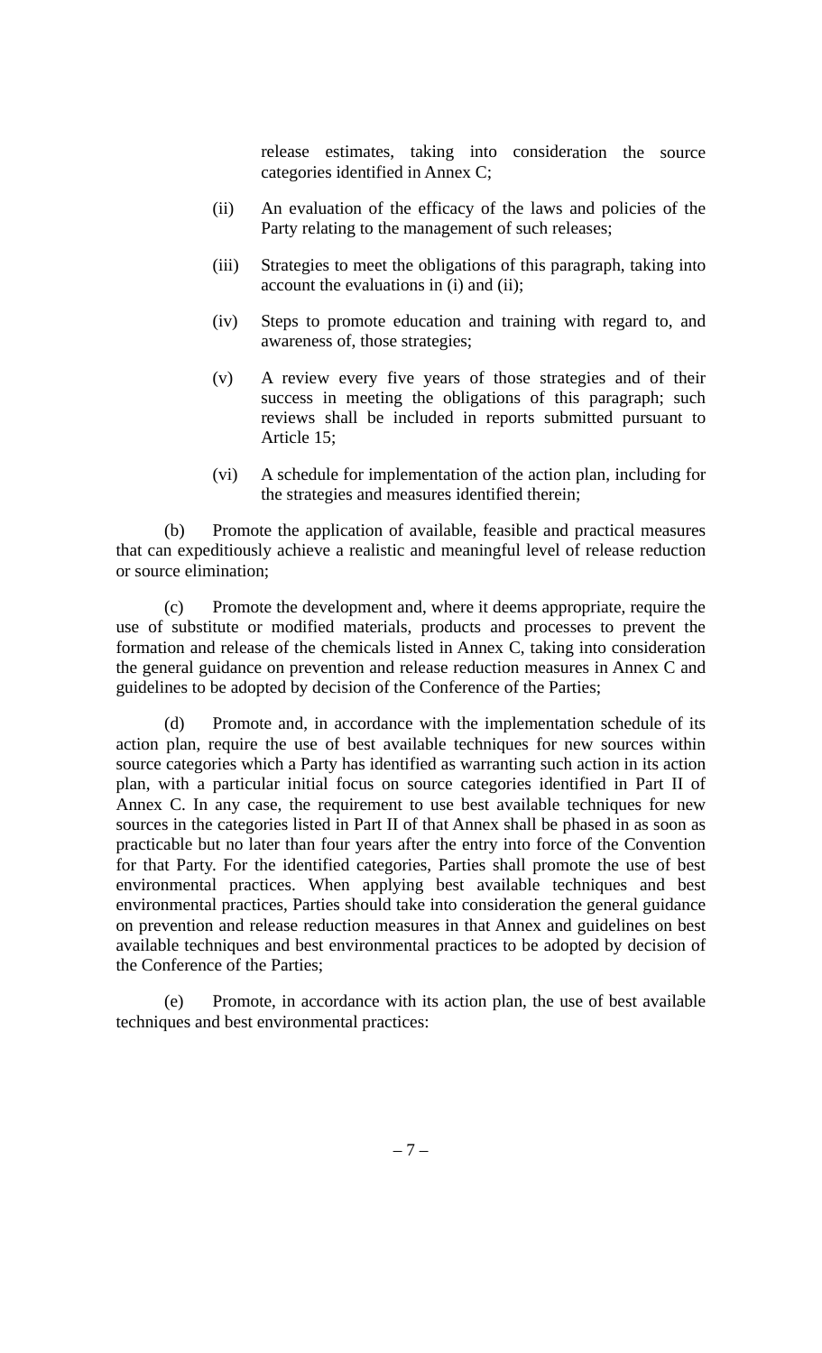release estimates, taking into consideration the source categories identified in Annex C;

(ii) An evaluation of the efficacy of the laws and policies of the Party relating to the management of such releases;

(iii) Strategies to meet the obligations of this paragraph, taking into account the evaluations in (i) and (ii);

(iv) Steps to promote education and training with regard to, and awareness of, those strategies;

(v) A review every five years of those strategies and of their success in meeting the obligations of this paragraph; such reviews shall be included in reports submitted pursuant to Article 15;

(vi) A schedule for implementation of the action plan, including for the strategies and measures identified therein;

(b) Promote the application of available, feasible and practical measures that can expeditiously achieve a realistic and meaningful level of release reduction or source elimination;

(c) Promote the development and, where it deems appropriate, require the use of substitute or modified materials, products and processes to prevent the formation and release of the chemicals listed in Annex C, taking into consideration the general guidance on prevention and release reduction measures in Annex C and guidelines to be adopted by decision of the Conference of the Parties;

(d) Promote and, in accordance with the implementation schedule of its action plan, require the use of best available techniques for new sources within source categories which a Party has identified as warranting such action in its action plan, with a particular initial focus on source categories identified in Part II of Annex C. In any case, the requirement to use best available techniques for new sources in the categories listed in Part II of that Annex shall be phased in as soon as practicable but no later than four years after the entry into force of the Convention for that Party. For the identified categories, Parties shall promote the use of best environmental practices. When applying best available techniques and best environmental practices, Parties should take into consideration the general guidance on prevention and release reduction measures in that Annex and guidelines on best available techniques and best environmental practices to be adopted by decision of the Conference of the Parties;

(e) Promote, in accordance with its action plan, the use of best available techniques and best environmental practices: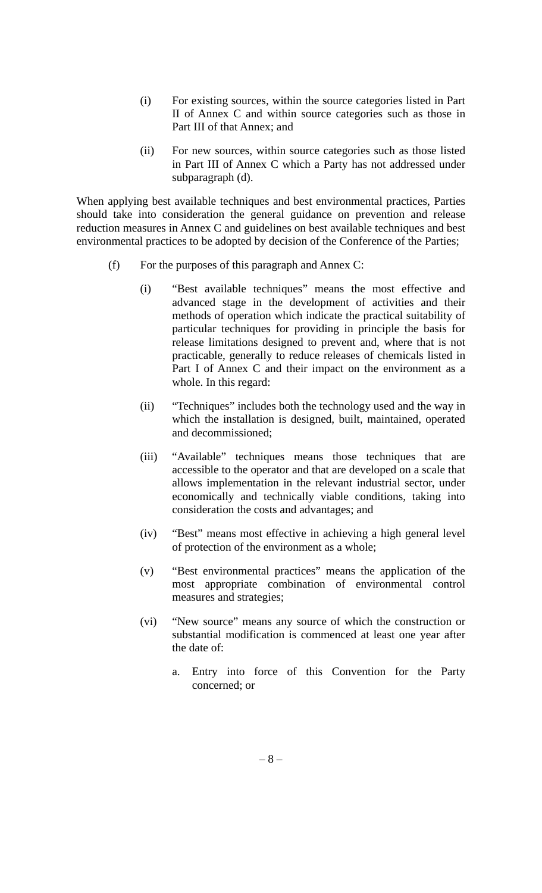(i) For existing sources, within the source categories listed in Part II of Annex C and within source categories such as those in Part III of that Annex; and

(ii) For new sources, within source categories such as those listed in Part III of Annex C which a Party has not addressed under subparagraph (d).

When applying best available techniques and best environmental practices, Parties should take into consideration the general guidance on prevention and release reduction measures in Annex C and guidelines on best available techniques and best environmental practices to be adopted by decision of the Conference of the Parties;

(f) For the purposes of this paragraph and Annex C:

(i) "Best available techniques" means the most effective and advanced stage in the development of activities and their methods of operation which indicate the practical suitability of particular techniques for providing in principle the basis for release limitations designed to prevent and, where that is not practicable, generally to reduce releases of chemicals listed in Part I of Annex C and their impact on the environment as a whole. In this regard:

(ii) "Techniques" includes both the technology used and the way in which the installation is designed, built, maintained, operated and decommissioned;

(iii) "Available" techniques means those techniques that are accessible to the operator and that are developed on a scale that allows implementation in the relevant industrial sector, under economically and technically viable conditions, taking into consideration the costs and advantages; and

(iv) "Best" means most effective in achieving a high general level of protection of the environment as a whole;

(v) "Best environmental practices" means the application of the most appropriate combination of environmental control measures and strategies;

(vi) "New source" means any source of which the construction or substantial modification is commenced at least one year after the date of:

a. Entry into force of this Convention for the Party concerned; or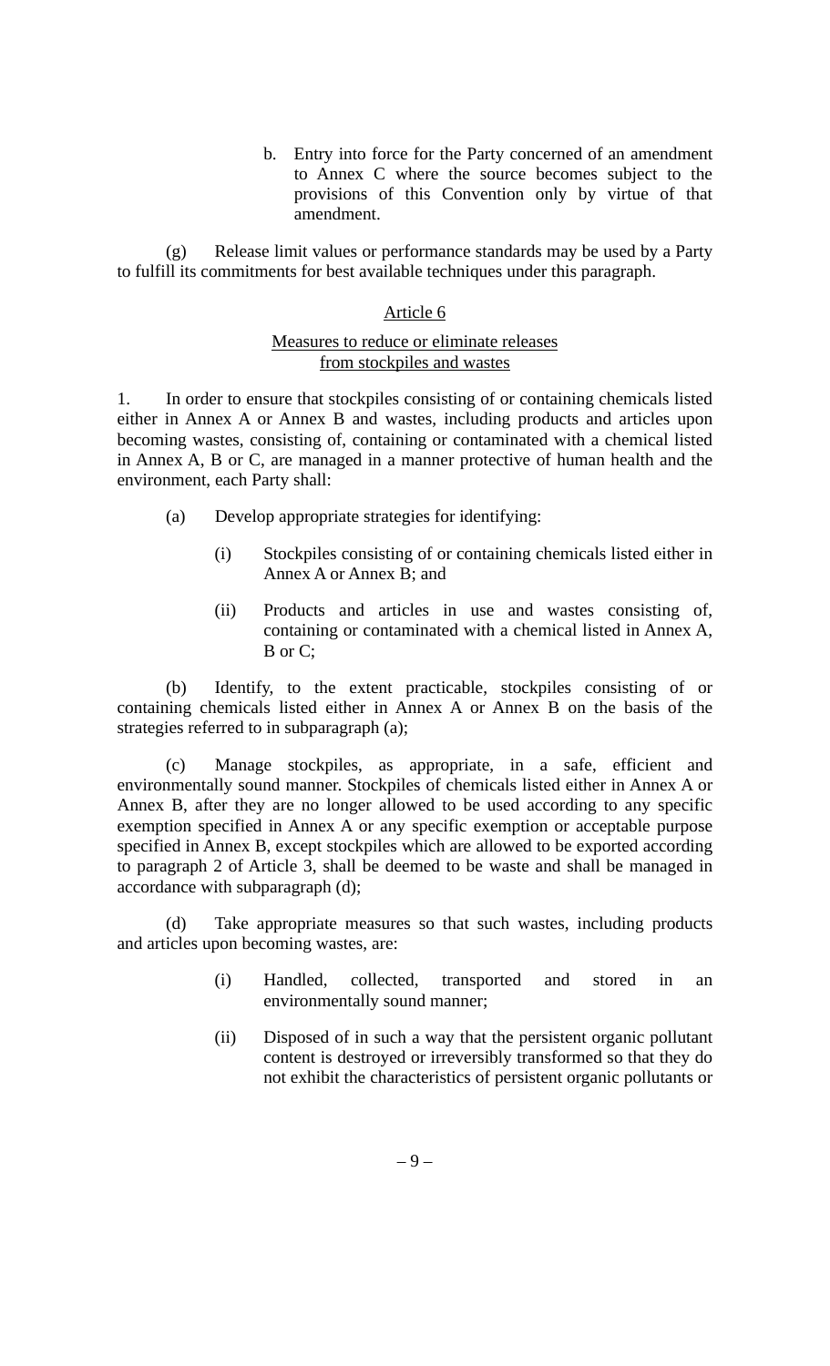b. Entry into force for the Party concerned of an amendment to Annex C where the source becomes subject to the provisions of this Convention only by virtue of that amendment.

(g) Release limit values or performance standards may be used by a Party to fulfill its commitments for best available techniques under this paragraph.

## Article 6

### Measures to reduce or eliminate releases from stockpiles and wastes

1. In order to ensure that stockpiles consisting of or containing chemicals listed either in Annex A or Annex B and wastes, including products and articles upon becoming wastes, consisting of, containing or contaminated with a chemical listed in Annex A, B or C, are managed in a manner protective of human health and the environment, each Party shall:

(a) Develop appropriate strategies for identifying:

(i) Stockpiles consisting of or containing chemicals listed either in Annex A or Annex B; and

(ii) Products and articles in use and wastes consisting of, containing or contaminated with a chemical listed in Annex A, B or C;

(b) Identify, to the extent practicable, stockpiles consisting of or containing chemicals listed either in Annex A or Annex B on the basis of the strategies referred to in subparagraph (a);

(c) Manage stockpiles, as appropriate, in a safe, efficient and environmentally sound manner. Stockpiles of chemicals listed either in Annex A or Annex B, after they are no longer allowed to be used according to any specific exemption specified in Annex A or any specific exemption or acceptable purpose specified in Annex B, except stockpiles which are allowed to be exported according to paragraph 2 of Article 3, shall be deemed to be waste and shall be managed in accordance with subparagraph (d);

(d) Take appropriate measures so that such wastes, including products and articles upon becoming wastes, are:

(i) Handled, collected, transported and stored in an environmentally sound manner;

(ii) Disposed of in such a way that the persistent organic pollutant content is destroyed or irreversibly transformed so that they do not exhibit the characteristics of persistent organic pollutants or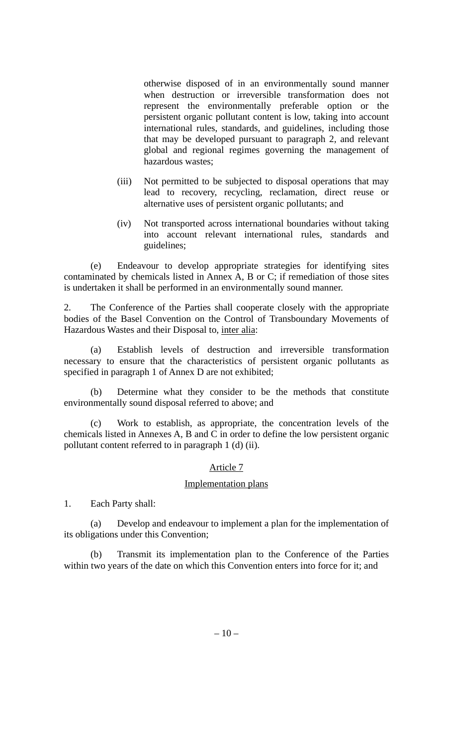otherwise disposed of in an environmentally sound manner when destruction or irreversible transformation does not represent the environmentally preferable option or the persistent organic pollutant content is low, taking into account international rules, standards, and guidelines, including those that may be developed pursuant to paragraph 2, and relevant global and regional regimes governing the management of hazardous wastes;

(iii) Not permitted to be subjected to disposal operations that may lead to recovery, recycling, reclamation, direct reuse or alternative uses of persistent organic pollutants; and

(iv) Not transported across international boundaries without taking into account relevant international rules, standards and guidelines;

(e) Endeavour to develop appropriate strategies for identifying sites contaminated by chemicals listed in Annex A, B or C; if remediation of those sites is undertaken it shall be performed in an environmentally sound manner.

2. The Conference of the Parties shall cooperate closely with the appropriate bodies of the Basel Convention on the Control of Transboundary Movements of Hazardous Wastes and their Disposal to, inter alia:

(a) Establish levels of destruction and irreversible transformation necessary to ensure that the characteristics of persistent organic pollutants as specified in paragraph 1 of Annex D are not exhibited;

(b) Determine what they consider to be the methods that constitute environmentally sound disposal referred to above; and

(c) Work to establish, as appropriate, the concentration levels of the chemicals listed in Annexes A, B and C in order to define the low persistent organic pollutant content referred to in paragraph 1 (d) (ii).

## Article 7

## Implementation plans

1. Each Party shall:

(a) Develop and endeavour to implement a plan for the implementation of its obligations under this Convention;

(b) Transmit its implementation plan to the Conference of the Parties within two years of the date on which this Convention enters into force for it; and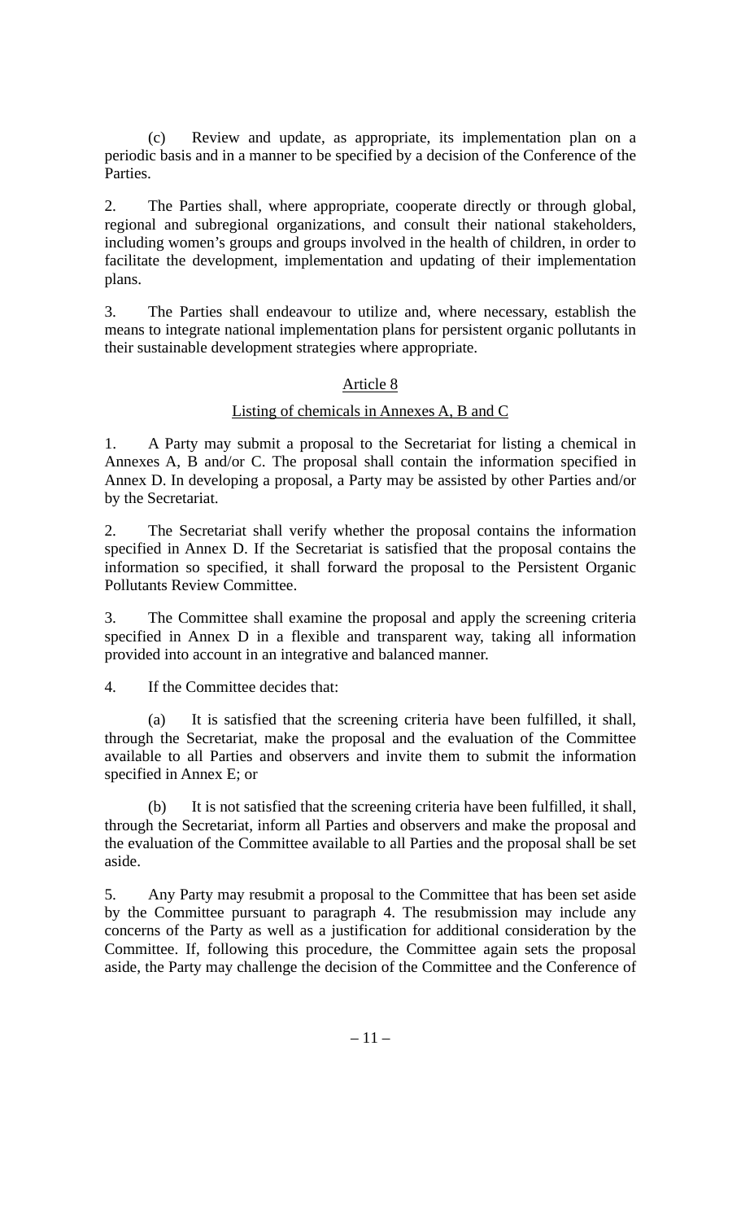(c) Review and update, as appropriate, its implementation plan on a periodic basis and in a manner to be specified by a decision of the Conference of the Parties.

2. The Parties shall, where appropriate, cooperate directly or through global, regional and subregional organizations, and consult their national stakeholders, including women's groups and groups involved in the health of children, in order to facilitate the development, implementation and updating of their implementation plans.

3. The Parties shall endeavour to utilize and, where necessary, establish the means to integrate national implementation plans for persistent organic pollutants in their sustainable development strategies where appropriate.

## Article 8

### Listing of chemicals in Annexes A, B and C

1. A Party may submit a proposal to the Secretariat for listing a chemical in Annexes A, B and/or C. The proposal shall contain the information specified in Annex D. In developing a proposal, a Party may be assisted by other Parties and/or by the Secretariat.

2. The Secretariat shall verify whether the proposal contains the information specified in Annex D. If the Secretariat is satisfied that the proposal contains the information so specified, it shall forward the proposal to the Persistent Organic Pollutants Review Committee.

3. The Committee shall examine the proposal and apply the screening criteria specified in Annex D in a flexible and transparent way, taking all information provided into account in an integrative and balanced manner.

4. If the Committee decides that:

(a) It is satisfied that the screening criteria have been fulfilled, it shall, through the Secretariat, make the proposal and the evaluation of the Committee available to all Parties and observers and invite them to submit the information specified in Annex E; or

(b) It is not satisfied that the screening criteria have been fulfilled, it shall, through the Secretariat, inform all Parties and observers and make the proposal and the evaluation of the Committee available to all Parties and the proposal shall be set aside.

5. Any Party may resubmit a proposal to the Committee that has been set aside by the Committee pursuant to paragraph 4. The resubmission may include any concerns of the Party as well as a justification for additional consideration by the Committee. If, following this procedure, the Committee again sets the proposal aside, the Party may challenge the decision of the Committee and the Conference of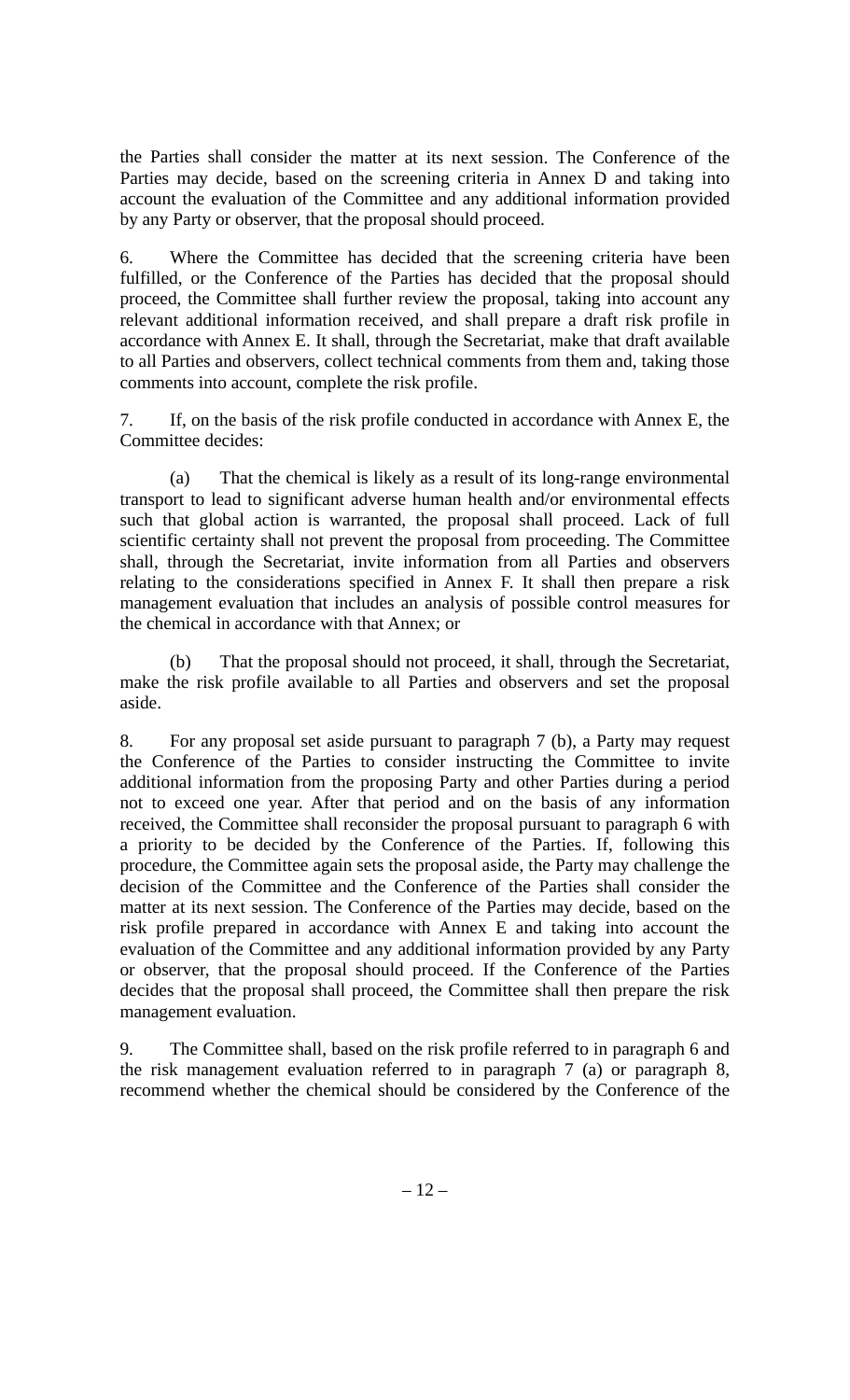the Parties shall consider the matter at its next session. The Conference of the Parties may decide, based on the screening criteria in Annex D and taking into account the evaluation of the Committee and any additional information provided by any Party or observer, that the proposal should proceed.

6. Where the Committee has decided that the screening criteria have been fulfilled, or the Conference of the Parties has decided that the proposal should proceed, the Committee shall further review the proposal, taking into account any relevant additional information received, and shall prepare a draft risk profile in accordance with Annex E. It shall, through the Secretariat, make that draft available to all Parties and observers, collect technical comments from them and, taking those comments into account, complete the risk profile.

7. If, on the basis of the risk profile conducted in accordance with Annex E, the Committee decides:

(a) That the chemical is likely as a result of its long-range environmental transport to lead to significant adverse human health and/or environmental effects such that global action is warranted, the proposal shall proceed. Lack of full scientific certainty shall not prevent the proposal from proceeding. The Committee shall, through the Secretariat, invite information from all Parties and observers relating to the considerations specified in Annex F. It shall then prepare a risk management evaluation that includes an analysis of possible control measures for the chemical in accordance with that Annex; or

(b) That the proposal should not proceed, it shall, through the Secretariat, make the risk profile available to all Parties and observers and set the proposal aside.

8. For any proposal set aside pursuant to paragraph 7 (b), a Party may request the Conference of the Parties to consider instructing the Committee to invite additional information from the proposing Party and other Parties during a period not to exceed one year. After that period and on the basis of any information received, the Committee shall reconsider the proposal pursuant to paragraph 6 with a priority to be decided by the Conference of the Parties. If, following this procedure, the Committee again sets the proposal aside, the Party may challenge the decision of the Committee and the Conference of the Parties shall consider the matter at its next session. The Conference of the Parties may decide, based on the risk profile prepared in accordance with Annex E and taking into account the evaluation of the Committee and any additional information provided by any Party or observer, that the proposal should proceed. If the Conference of the Parties decides that the proposal shall proceed, the Committee shall then prepare the risk management evaluation.

9. The Committee shall, based on the risk profile referred to in paragraph 6 and the risk management evaluation referred to in paragraph 7 (a) or paragraph 8, recommend whether the chemical should be considered by the Conference of the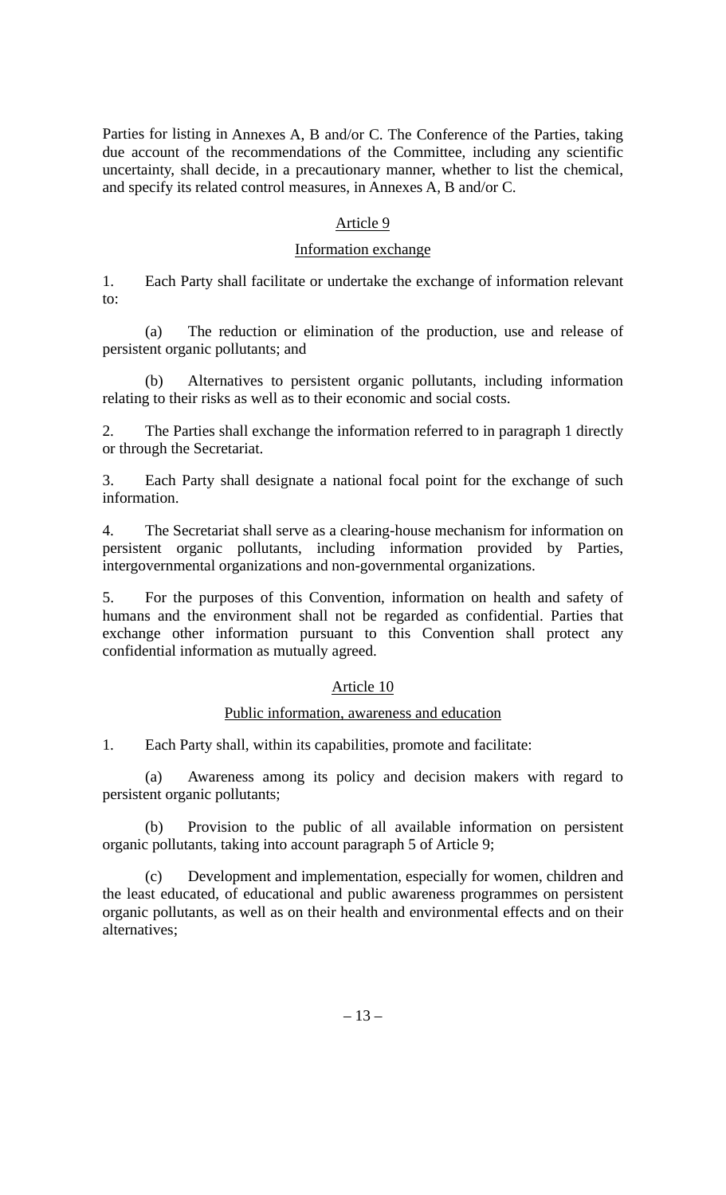Parties for listing in Annexes A, B and/or C. The Conference of the Parties, taking due account of the recommendations of the Committee, including any scientific uncertainty, shall decide, in a precautionary manner, whether to list the chemical, and specify its related control measures, in Annexes A, B and/or C.

## Article 9

### Information exchange

1. Each Party shall facilitate or undertake the exchange of information relevant to:

   (a) The reduction or elimination of the production, use and release of persistent organic pollutants; and

   (b) Alternatives to persistent organic pollutants, including information relating to their risks as well as to their economic and social costs.

2. The Parties shall exchange the information referred to in paragraph 1 directly or through the Secretariat.

3. Each Party shall designate a national focal point for the exchange of such information.

4. The Secretariat shall serve as a clearing-house mechanism for information on persistent organic pollutants, including information provided by Parties, intergovernmental organizations and non-governmental organizations.

5. For the purposes of this Convention, information on health and safety of humans and the environment shall not be regarded as confidential. Parties that exchange other information pursuant to this Convention shall protect any confidential information as mutually agreed.

## Article 10

### Public information, awareness and education

1. Each Party shall, within its capabilities, promote and facilitate:

   (a) Awareness among its policy and decision makers with regard to persistent organic pollutants;

   (b) Provision to the public of all available information on persistent organic pollutants, taking into account paragraph 5 of Article 9;

   (c) Development and implementation, especially for women, children and the least educated, of educational and public awareness programmes on persistent organic pollutants, as well as on their health and environmental effects and on their alternatives;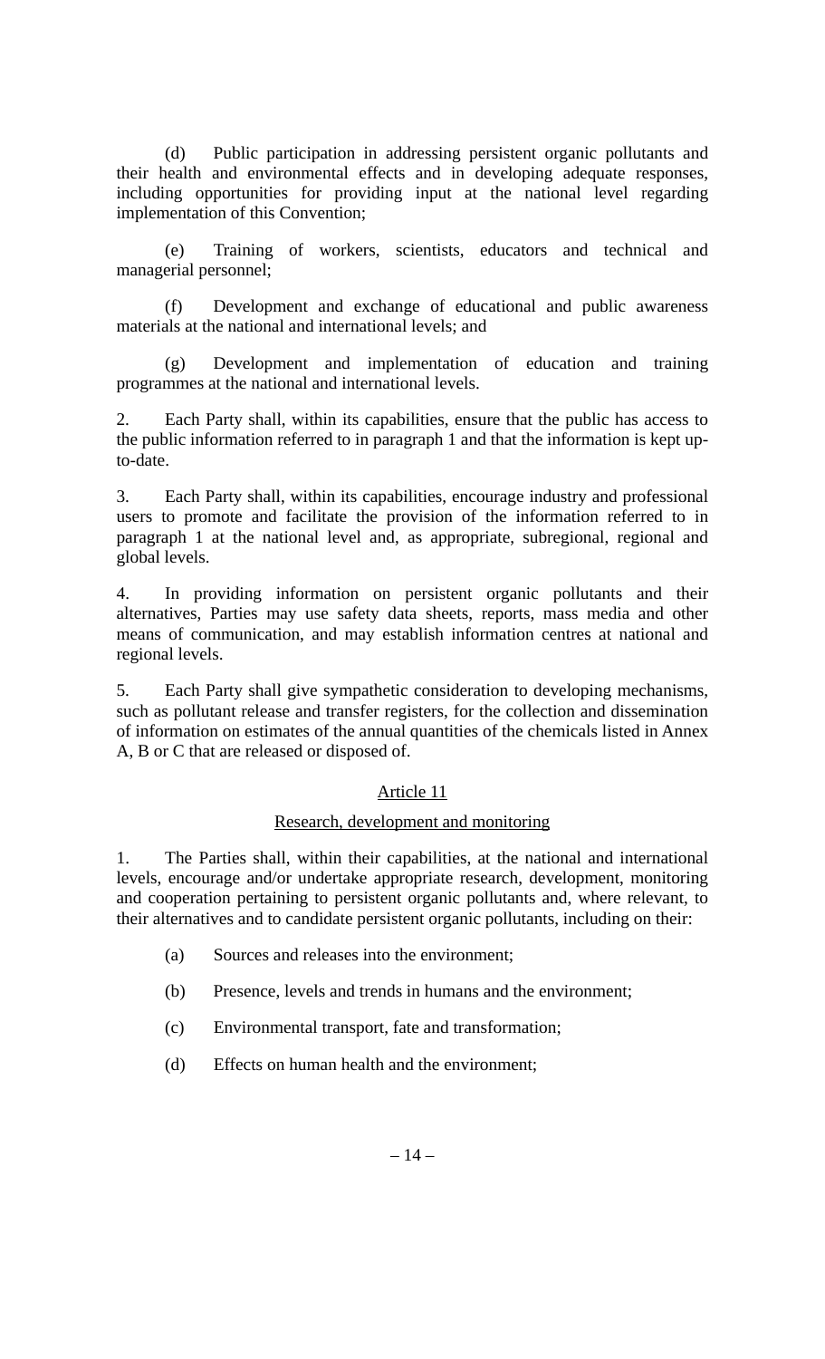(d) Public participation in addressing persistent organic pollutants and their health and environmental effects and in developing adequate responses, including opportunities for providing input at the national level regarding implementation of this Convention;

(e) Training of workers, scientists, educators and technical and managerial personnel;

(f) Development and exchange of educational and public awareness materials at the national and international levels; and

(g) Development and implementation of education and training programmes at the national and international levels.

2. Each Party shall, within its capabilities, ensure that the public has access to the public information referred to in paragraph 1 and that the information is kept up-to-date.

3. Each Party shall, within its capabilities, encourage industry and professional users to promote and facilitate the provision of the information referred to in paragraph 1 at the national level and, as appropriate, subregional, regional and global levels.

4. In providing information on persistent organic pollutants and their alternatives, Parties may use safety data sheets, reports, mass media and other means of communication, and may establish information centres at national and regional levels.

5. Each Party shall give sympathetic consideration to developing mechanisms, such as pollutant release and transfer registers, for the collection and dissemination of information on estimates of the annual quantities of the chemicals listed in Annex A, B or C that are released or disposed of.

## Article 11

### Research, development and monitoring

1. The Parties shall, within their capabilities, at the national and international levels, encourage and/or undertake appropriate research, development, monitoring and cooperation pertaining to persistent organic pollutants and, where relevant, to their alternatives and to candidate persistent organic pollutants, including on their:

(a) Sources and releases into the environment;

(b) Presence, levels and trends in humans and the environment;

(c) Environmental transport, fate and transformation;

(d) Effects on human health and the environment;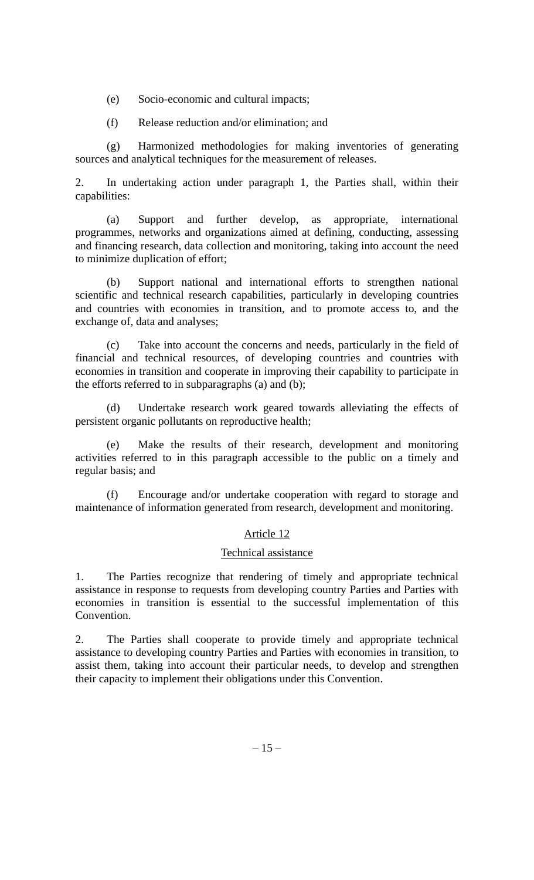(e) Socio-economic and cultural impacts;

(f) Release reduction and/or elimination; and

(g) Harmonized methodologies for making inventories of generating sources and analytical techniques for the measurement of releases.

2. In undertaking action under paragraph 1, the Parties shall, within their capabilities:

(a) Support and further develop, as appropriate, international programmes, networks and organizations aimed at defining, conducting, assessing and financing research, data collection and monitoring, taking into account the need to minimize duplication of effort;

(b) Support national and international efforts to strengthen national scientific and technical research capabilities, particularly in developing countries and countries with economies in transition, and to promote access to, and the exchange of, data and analyses;

(c) Take into account the concerns and needs, particularly in the field of financial and technical resources, of developing countries and countries with economies in transition and cooperate in improving their capability to participate in the efforts referred to in subparagraphs (a) and (b);

(d) Undertake research work geared towards alleviating the effects of persistent organic pollutants on reproductive health;

(e) Make the results of their research, development and monitoring activities referred to in this paragraph accessible to the public on a timely and regular basis; and

(f) Encourage and/or undertake cooperation with regard to storage and maintenance of information generated from research, development and monitoring.

## Article 12

### Technical assistance

1. The Parties recognize that rendering of timely and appropriate technical assistance in response to requests from developing country Parties and Parties with economies in transition is essential to the successful implementation of this Convention.

2. The Parties shall cooperate to provide timely and appropriate technical assistance to developing country Parties and Parties with economies in transition, to assist them, taking into account their particular needs, to develop and strengthen their capacity to implement their obligations under this Convention.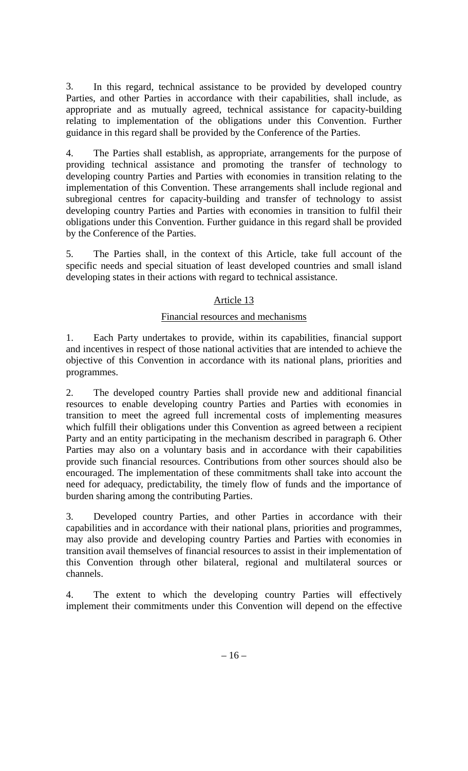3. In this regard, technical assistance to be provided by developed country Parties, and other Parties in accordance with their capabilities, shall include, as appropriate and as mutually agreed, technical assistance for capacity-building relating to implementation of the obligations under this Convention. Further guidance in this regard shall be provided by the Conference of the Parties.

4. The Parties shall establish, as appropriate, arrangements for the purpose of providing technical assistance and promoting the transfer of technology to developing country Parties and Parties with economies in transition relating to the implementation of this Convention. These arrangements shall include regional and subregional centres for capacity-building and transfer of technology to assist developing country Parties and Parties with economies in transition to fulfil their obligations under this Convention. Further guidance in this regard shall be provided by the Conference of the Parties.

5. The Parties shall, in the context of this Article, take full account of the specific needs and special situation of least developed countries and small island developing states in their actions with regard to technical assistance.

## Article 13

### Financial resources and mechanisms

1. Each Party undertakes to provide, within its capabilities, financial support and incentives in respect of those national activities that are intended to achieve the objective of this Convention in accordance with its national plans, priorities and programmes.

2. The developed country Parties shall provide new and additional financial resources to enable developing country Parties and Parties with economies in transition to meet the agreed full incremental costs of implementing measures which fulfill their obligations under this Convention as agreed between a recipient Party and an entity participating in the mechanism described in paragraph 6. Other Parties may also on a voluntary basis and in accordance with their capabilities provide such financial resources. Contributions from other sources should also be encouraged. The implementation of these commitments shall take into account the need for adequacy, predictability, the timely flow of funds and the importance of burden sharing among the contributing Parties.

3. Developed country Parties, and other Parties in accordance with their capabilities and in accordance with their national plans, priorities and programmes, may also provide and developing country Parties and Parties with economies in transition avail themselves of financial resources to assist in their implementation of this Convention through other bilateral, regional and multilateral sources or channels.

4. The extent to which the developing country Parties will effectively implement their commitments under this Convention will depend on the effective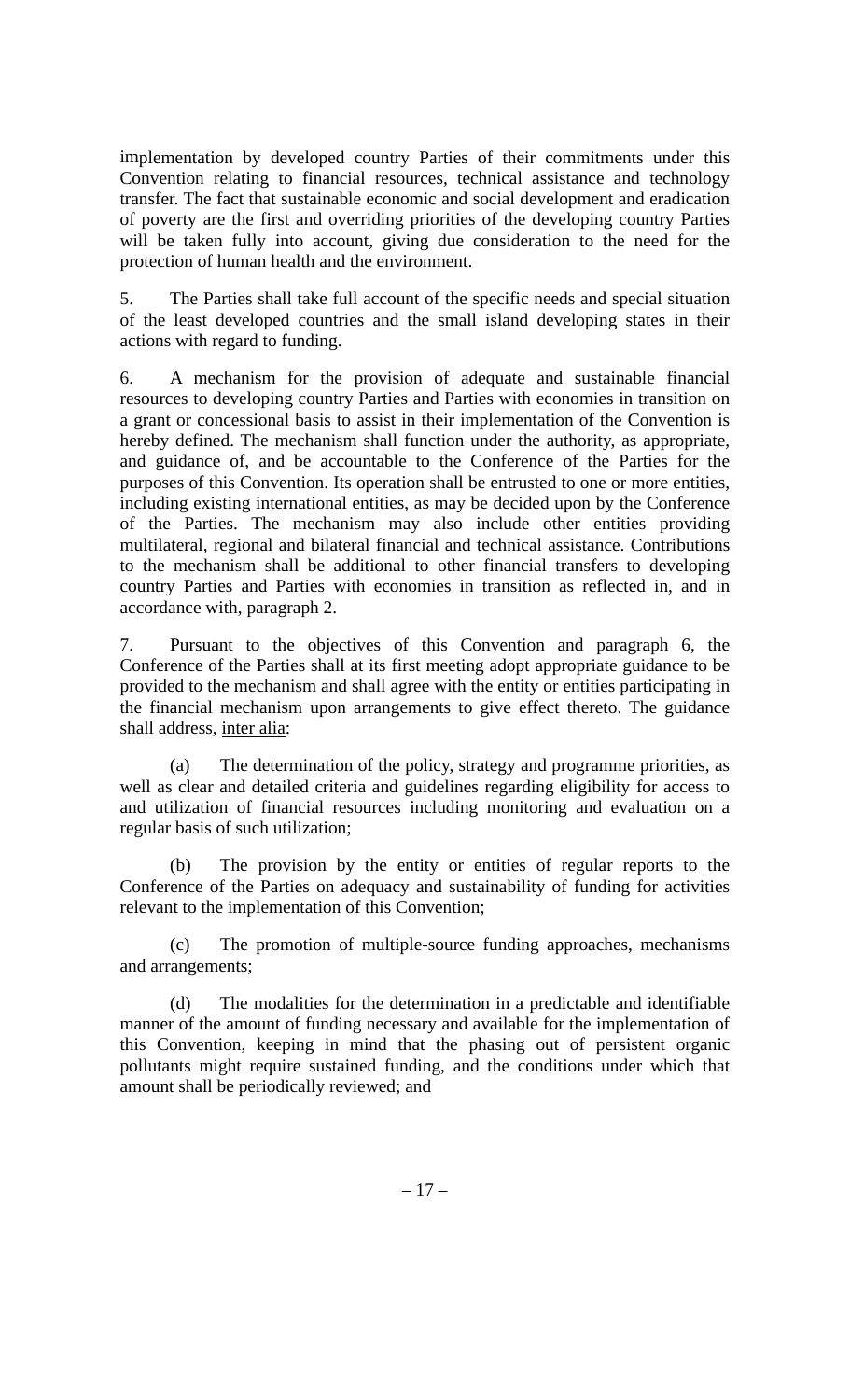implementation by developed country Parties of their commitments under this Convention relating to financial resources, technical assistance and technology transfer. The fact that sustainable economic and social development and eradication of poverty are the first and overriding priorities of the developing country Parties will be taken fully into account, giving due consideration to the need for the protection of human health and the environment.

5. The Parties shall take full account of the specific needs and special situation of the least developed countries and the small island developing states in their actions with regard to funding.

6. A mechanism for the provision of adequate and sustainable financial resources to developing country Parties and Parties with economies in transition on a grant or concessional basis to assist in their implementation of the Convention is hereby defined. The mechanism shall function under the authority, as appropriate, and guidance of, and be accountable to the Conference of the Parties for the purposes of this Convention. Its operation shall be entrusted to one or more entities, including existing international entities, as may be decided upon by the Conference of the Parties. The mechanism may also include other entities providing multilateral, regional and bilateral financial and technical assistance. Contributions to the mechanism shall be additional to other financial transfers to developing country Parties and Parties with economies in transition as reflected in, and in accordance with, paragraph 2.

7. Pursuant to the objectives of this Convention and paragraph 6, the Conference of the Parties shall at its first meeting adopt appropriate guidance to be provided to the mechanism and shall agree with the entity or entities participating in the financial mechanism upon arrangements to give effect thereto. The guidance shall address, inter alia:

(a) The determination of the policy, strategy and programme priorities, as well as clear and detailed criteria and guidelines regarding eligibility for access to and utilization of financial resources including monitoring and evaluation on a regular basis of such utilization;

(b) The provision by the entity or entities of regular reports to the Conference of the Parties on adequacy and sustainability of funding for activities relevant to the implementation of this Convention;

(c) The promotion of multiple-source funding approaches, mechanisms and arrangements;

(d) The modalities for the determination in a predictable and identifiable manner of the amount of funding necessary and available for the implementation of this Convention, keeping in mind that the phasing out of persistent organic pollutants might require sustained funding, and the conditions under which that amount shall be periodically reviewed; and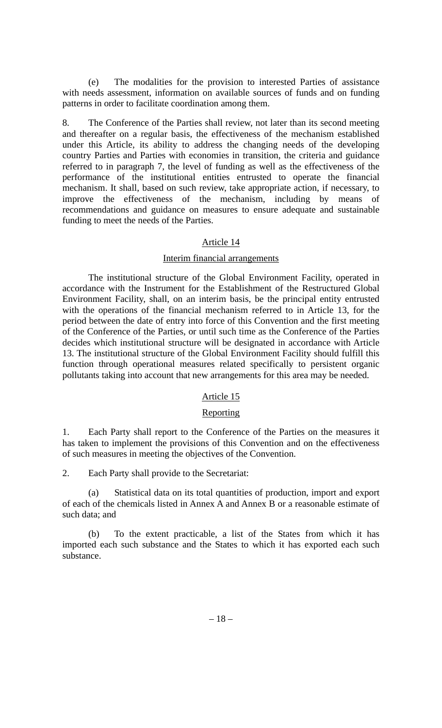(e) The modalities for the provision to interested Parties of assistance with needs assessment, information on available sources of funds and on funding patterns in order to facilitate coordination among them.

8. The Conference of the Parties shall review, not later than its second meeting and thereafter on a regular basis, the effectiveness of the mechanism established under this Article, its ability to address the changing needs of the developing country Parties and Parties with economies in transition, the criteria and guidance referred to in paragraph 7, the level of funding as well as the effectiveness of the performance of the institutional entities entrusted to operate the financial mechanism. It shall, based on such review, take appropriate action, if necessary, to improve the effectiveness of the mechanism, including by means of recommendations and guidance on measures to ensure adequate and sustainable funding to meet the needs of the Parties.

## Article 14

### Interim financial arrangements

The institutional structure of the Global Environment Facility, operated in accordance with the Instrument for the Establishment of the Restructured Global Environment Facility, shall, on an interim basis, be the principal entity entrusted with the operations of the financial mechanism referred to in Article 13, for the period between the date of entry into force of this Convention and the first meeting of the Conference of the Parties, or until such time as the Conference of the Parties decides which institutional structure will be designated in accordance with Article 13. The institutional structure of the Global Environment Facility should fulfill this function through operational measures related specifically to persistent organic pollutants taking into account that new arrangements for this area may be needed.

## Article 15

### Reporting

1. Each Party shall report to the Conference of the Parties on the measures it has taken to implement the provisions of this Convention and on the effectiveness of such measures in meeting the objectives of the Convention.

2. Each Party shall provide to the Secretariat:

(a) Statistical data on its total quantities of production, import and export of each of the chemicals listed in Annex A and Annex B or a reasonable estimate of such data; and

(b) To the extent practicable, a list of the States from which it has imported each such substance and the States to which it has exported each such substance.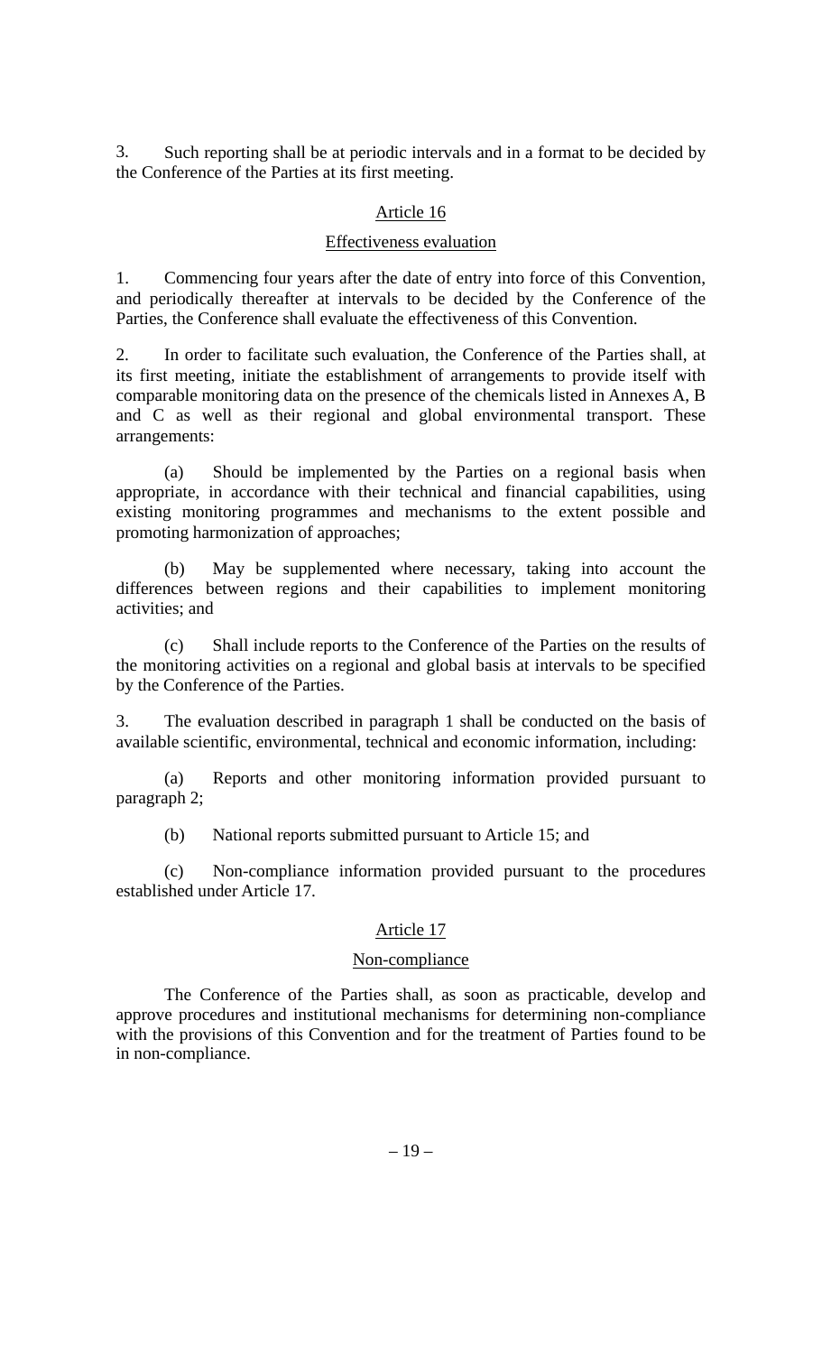3. Such reporting shall be at periodic intervals and in a format to be decided by the Conference of the Parties at its first meeting.

## Article 16

### Effectiveness evaluation

1. Commencing four years after the date of entry into force of this Convention, and periodically thereafter at intervals to be decided by the Conference of the Parties, the Conference shall evaluate the effectiveness of this Convention.

2. In order to facilitate such evaluation, the Conference of the Parties shall, at its first meeting, initiate the establishment of arrangements to provide itself with comparable monitoring data on the presence of the chemicals listed in Annexes A, B and C as well as their regional and global environmental transport. These arrangements:

(a) Should be implemented by the Parties on a regional basis when appropriate, in accordance with their technical and financial capabilities, using existing monitoring programmes and mechanisms to the extent possible and promoting harmonization of approaches;

(b) May be supplemented where necessary, taking into account the differences between regions and their capabilities to implement monitoring activities; and

(c) Shall include reports to the Conference of the Parties on the results of the monitoring activities on a regional and global basis at intervals to be specified by the Conference of the Parties.

3. The evaluation described in paragraph 1 shall be conducted on the basis of available scientific, environmental, technical and economic information, including:

(a) Reports and other monitoring information provided pursuant to paragraph 2;

(b) National reports submitted pursuant to Article 15; and

(c) Non-compliance information provided pursuant to the procedures established under Article 17.

## Article 17

### Non-compliance

The Conference of the Parties shall, as soon as practicable, develop and approve procedures and institutional mechanisms for determining non-compliance with the provisions of this Convention and for the treatment of Parties found to be in non-compliance.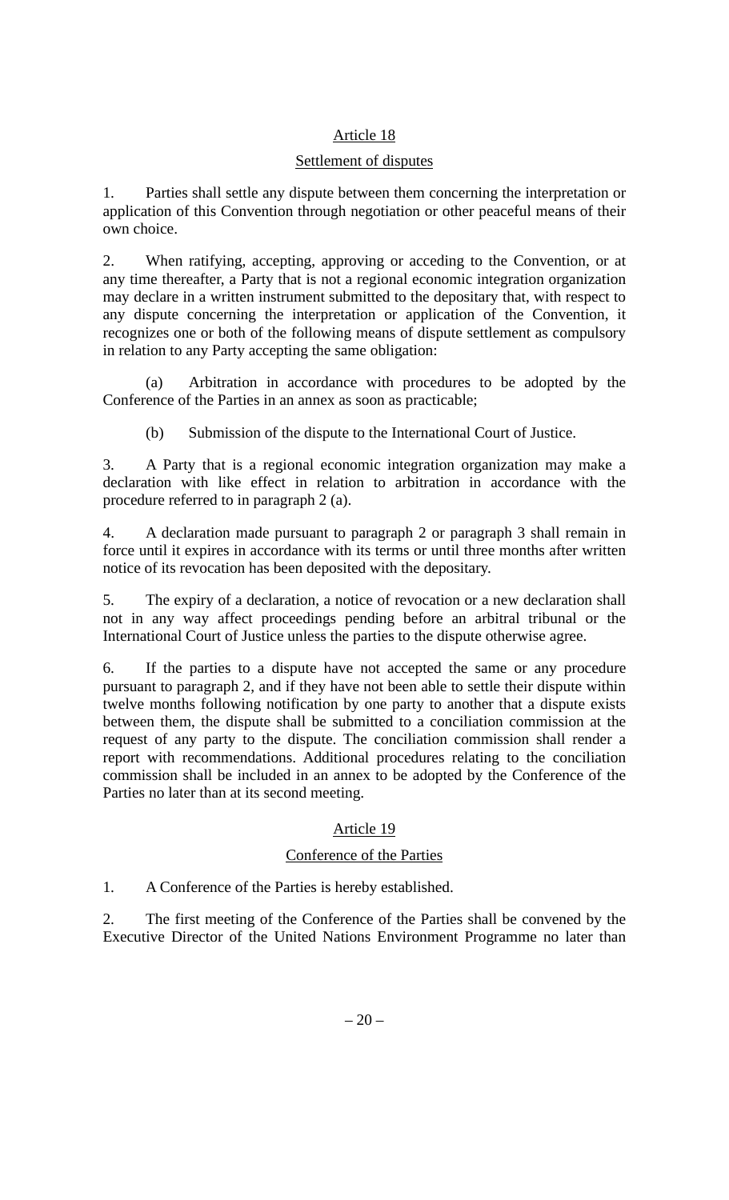## Article 18

## Settlement of disputes

1. Parties shall settle any dispute between them concerning the interpretation or application of this Convention through negotiation or other peaceful means of their own choice.

2. When ratifying, accepting, approving or acceding to the Convention, or at any time thereafter, a Party that is not a regional economic integration organization may declare in a written instrument submitted to the depositary that, with respect to any dispute concerning the interpretation or application of the Convention, it recognizes one or both of the following means of dispute settlement as compulsory in relation to any Party accepting the same obligation:

   (a) Arbitration in accordance with procedures to be adopted by the Conference of the Parties in an annex as soon as practicable;

   (b) Submission of the dispute to the International Court of Justice.

3. A Party that is a regional economic integration organization may make a declaration with like effect in relation to arbitration in accordance with the procedure referred to in paragraph 2 (a).

4. A declaration made pursuant to paragraph 2 or paragraph 3 shall remain in force until it expires in accordance with its terms or until three months after written notice of its revocation has been deposited with the depositary.

5. The expiry of a declaration, a notice of revocation or a new declaration shall not in any way affect proceedings pending before an arbitral tribunal or the International Court of Justice unless the parties to the dispute otherwise agree.

6. If the parties to a dispute have not accepted the same or any procedure pursuant to paragraph 2, and if they have not been able to settle their dispute within twelve months following notification by one party to another that a dispute exists between them, the dispute shall be submitted to a conciliation commission at the request of any party to the dispute. The conciliation commission shall render a report with recommendations. Additional procedures relating to the conciliation commission shall be included in an annex to be adopted by the Conference of the Parties no later than at its second meeting.

## Article 19

## Conference of the Parties

1. A Conference of the Parties is hereby established.

2. The first meeting of the Conference of the Parties shall be convened by the Executive Director of the United Nations Environment Programme no later than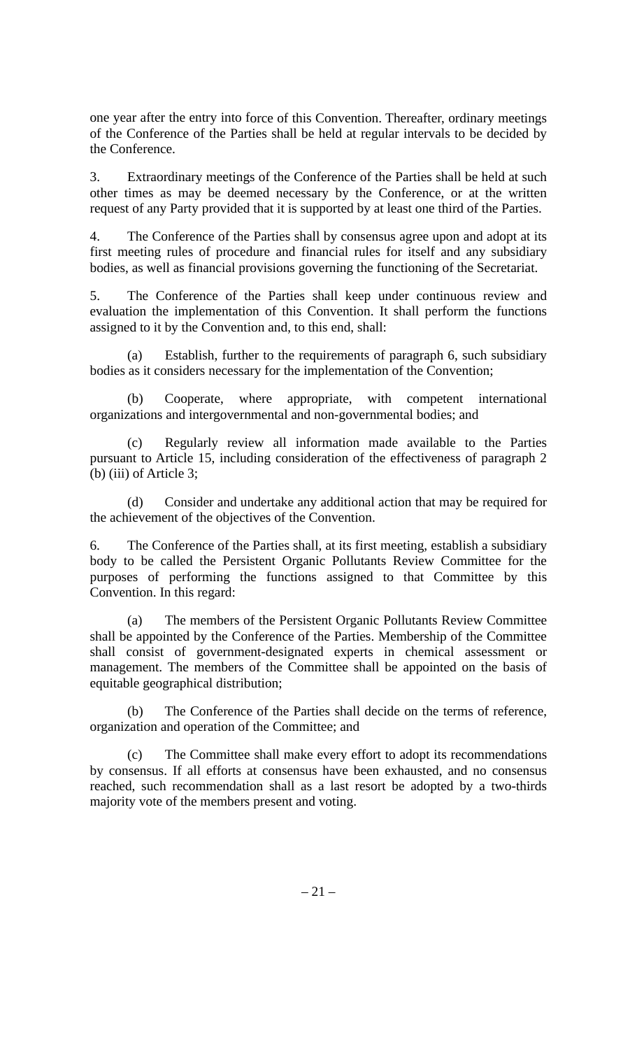one year after the entry into force of this Convention. Thereafter, ordinary meetings of the Conference of the Parties shall be held at regular intervals to be decided by the Conference.

3. Extraordinary meetings of the Conference of the Parties shall be held at such other times as may be deemed necessary by the Conference, or at the written request of any Party provided that it is supported by at least one third of the Parties.

4. The Conference of the Parties shall by consensus agree upon and adopt at its first meeting rules of procedure and financial rules for itself and any subsidiary bodies, as well as financial provisions governing the functioning of the Secretariat.

5. The Conference of the Parties shall keep under continuous review and evaluation the implementation of this Convention. It shall perform the functions assigned to it by the Convention and, to this end, shall:

(a) Establish, further to the requirements of paragraph 6, such subsidiary bodies as it considers necessary for the implementation of the Convention;

(b) Cooperate, where appropriate, with competent international organizations and intergovernmental and non-governmental bodies; and

(c) Regularly review all information made available to the Parties pursuant to Article 15, including consideration of the effectiveness of paragraph 2 (b) (iii) of Article 3;

(d) Consider and undertake any additional action that may be required for the achievement of the objectives of the Convention.

6. The Conference of the Parties shall, at its first meeting, establish a subsidiary body to be called the Persistent Organic Pollutants Review Committee for the purposes of performing the functions assigned to that Committee by this Convention. In this regard:

(a) The members of the Persistent Organic Pollutants Review Committee shall be appointed by the Conference of the Parties. Membership of the Committee shall consist of government-designated experts in chemical assessment or management. The members of the Committee shall be appointed on the basis of equitable geographical distribution;

(b) The Conference of the Parties shall decide on the terms of reference, organization and operation of the Committee; and

(c) The Committee shall make every effort to adopt its recommendations by consensus. If all efforts at consensus have been exhausted, and no consensus reached, such recommendation shall as a last resort be adopted by a two-thirds majority vote of the members present and voting.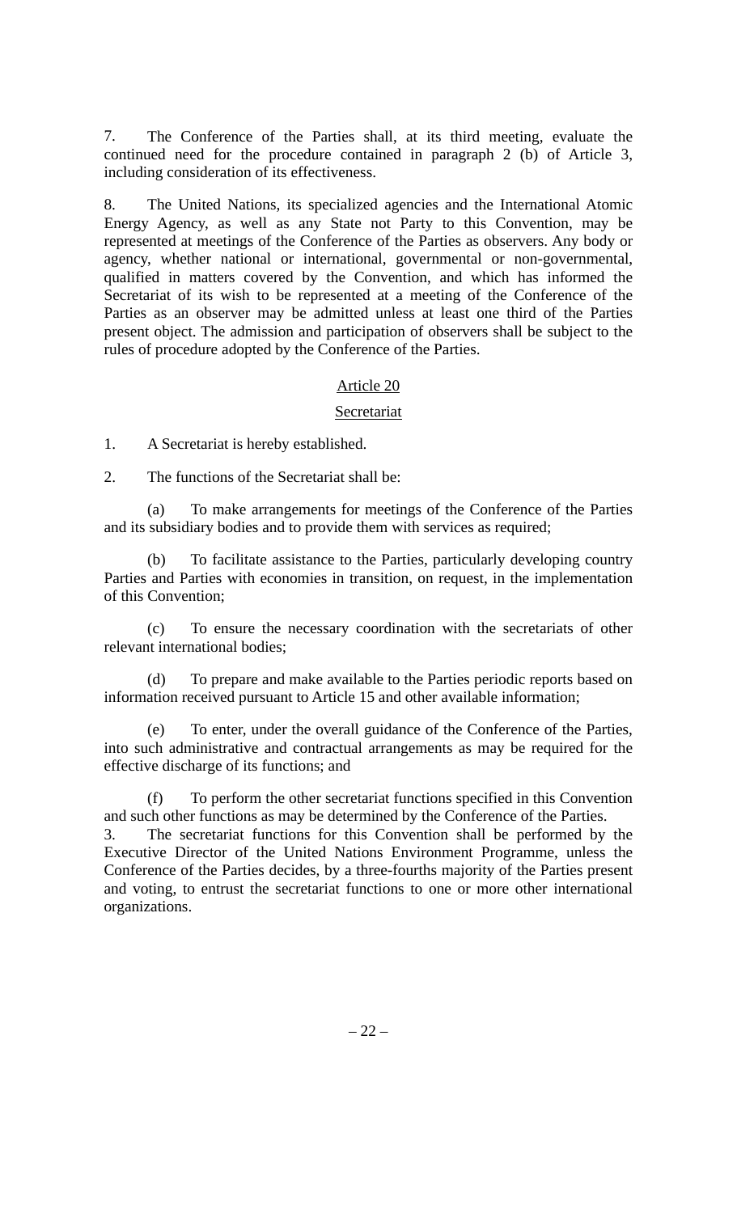7. The Conference of the Parties shall, at its third meeting, evaluate the continued need for the procedure contained in paragraph 2 (b) of Article 3, including consideration of its effectiveness.

8. The United Nations, its specialized agencies and the International Atomic Energy Agency, as well as any State not Party to this Convention, may be represented at meetings of the Conference of the Parties as observers. Any body or agency, whether national or international, governmental or non-governmental, qualified in matters covered by the Convention, and which has informed the Secretariat of its wish to be represented at a meeting of the Conference of the Parties as an observer may be admitted unless at least one third of the Parties present object. The admission and participation of observers shall be subject to the rules of procedure adopted by the Conference of the Parties.

## Article 20

## Secretariat

1. A Secretariat is hereby established.

2. The functions of the Secretariat shall be:

(a) To make arrangements for meetings of the Conference of the Parties and its subsidiary bodies and to provide them with services as required;

(b) To facilitate assistance to the Parties, particularly developing country Parties and Parties with economies in transition, on request, in the implementation of this Convention;

(c) To ensure the necessary coordination with the secretariats of other relevant international bodies;

(d) To prepare and make available to the Parties periodic reports based on information received pursuant to Article 15 and other available information;

(e) To enter, under the overall guidance of the Conference of the Parties, into such administrative and contractual arrangements as may be required for the effective discharge of its functions; and

(f) To perform the other secretariat functions specified in this Convention and such other functions as may be determined by the Conference of the Parties.

3. The secretariat functions for this Convention shall be performed by the Executive Director of the United Nations Environment Programme, unless the Conference of the Parties decides, by a three-fourths majority of the Parties present and voting, to entrust the secretariat functions to one or more other international organizations.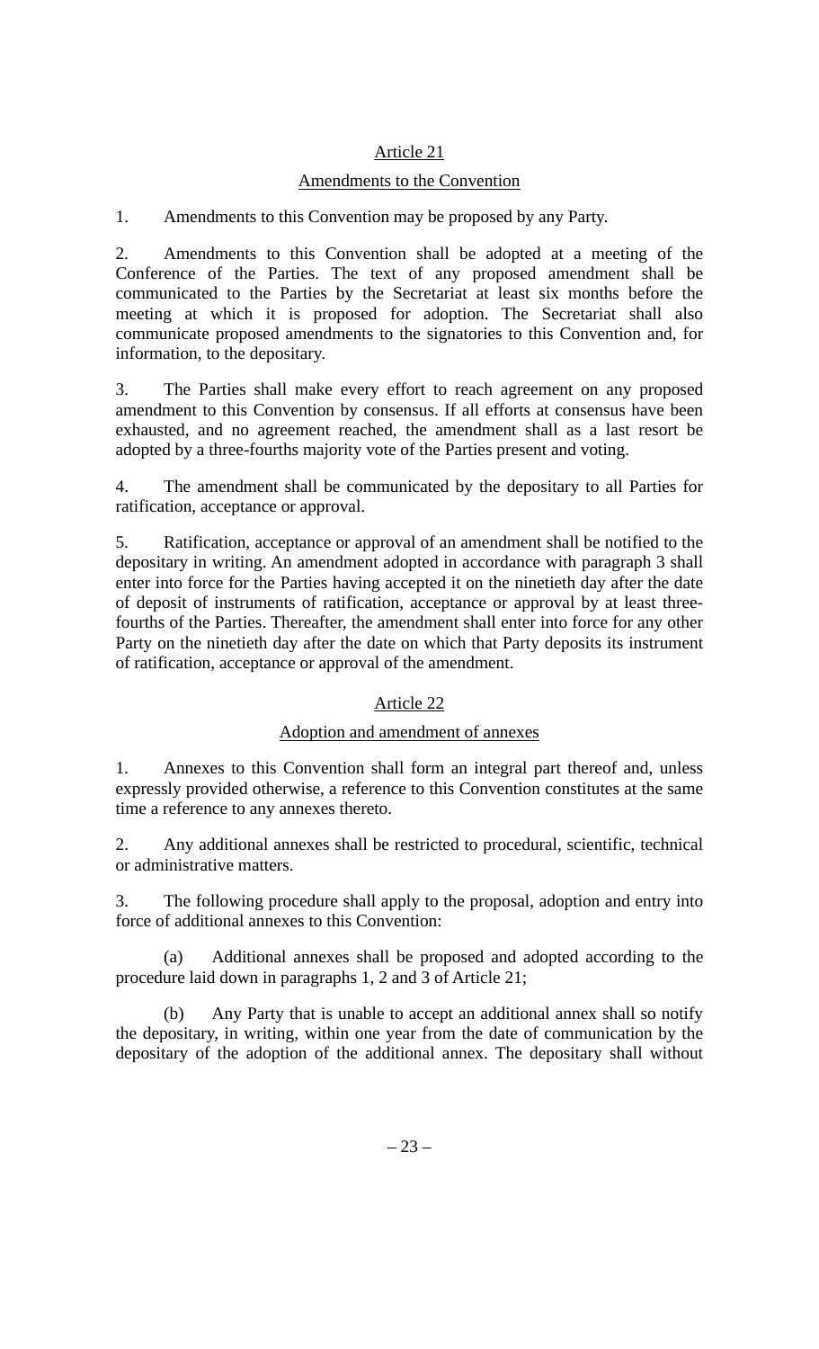## Article 21

## Amendments to the Convention

1. Amendments to this Convention may be proposed by any Party.

2. Amendments to this Convention shall be adopted at a meeting of the Conference of the Parties. The text of any proposed amendment shall be communicated to the Parties by the Secretariat at least six months before the meeting at which it is proposed for adoption. The Secretariat shall also communicate proposed amendments to the signatories to this Convention and, for information, to the depositary.

3. The Parties shall make every effort to reach agreement on any proposed amendment to this Convention by consensus. If all efforts at consensus have been exhausted, and no agreement reached, the amendment shall as a last resort be adopted by a three-fourths majority vote of the Parties present and voting.

4. The amendment shall be communicated by the depositary to all Parties for ratification, acceptance or approval.

5. Ratification, acceptance or approval of an amendment shall be notified to the depositary in writing. An amendment adopted in accordance with paragraph 3 shall enter into force for the Parties having accepted it on the ninetieth day after the date of deposit of instruments of ratification, acceptance or approval by at least three-fourths of the Parties. Thereafter, the amendment shall enter into force for any other Party on the ninetieth day after the date on which that Party deposits its instrument of ratification, acceptance or approval of the amendment.

## Article 22

## Adoption and amendment of annexes

1. Annexes to this Convention shall form an integral part thereof and, unless expressly provided otherwise, a reference to this Convention constitutes at the same time a reference to any annexes thereto.

2. Any additional annexes shall be restricted to procedural, scientific, technical or administrative matters.

3. The following procedure shall apply to the proposal, adoption and entry into force of additional annexes to this Convention:

(a) Additional annexes shall be proposed and adopted according to the procedure laid down in paragraphs 1, 2 and 3 of Article 21;

(b) Any Party that is unable to accept an additional annex shall so notify the depositary, in writing, within one year from the date of communication by the depositary of the adoption of the additional annex. The depositary shall without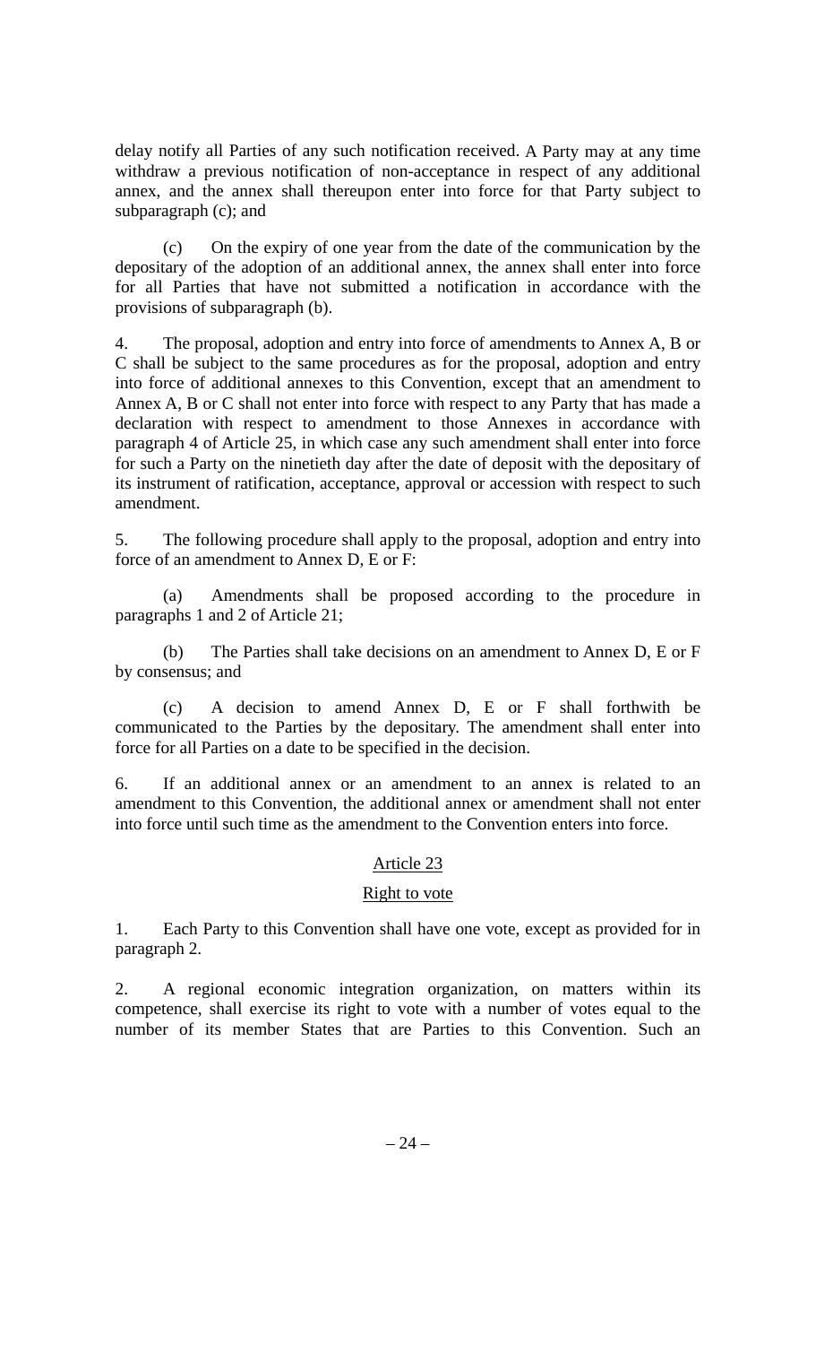delay notify all Parties of any such notification received. A Party may at any time withdraw a previous notification of non-acceptance in respect of any additional annex, and the annex shall thereupon enter into force for that Party subject to subparagraph (c); and

(c) On the expiry of one year from the date of the communication by the depositary of the adoption of an additional annex, the annex shall enter into force for all Parties that have not submitted a notification in accordance with the provisions of subparagraph (b).

4. The proposal, adoption and entry into force of amendments to Annex A, B or C shall be subject to the same procedures as for the proposal, adoption and entry into force of additional annexes to this Convention, except that an amendment to Annex A, B or C shall not enter into force with respect to any Party that has made a declaration with respect to amendment to those Annexes in accordance with paragraph 4 of Article 25, in which case any such amendment shall enter into force for such a Party on the ninetieth day after the date of deposit with the depositary of its instrument of ratification, acceptance, approval or accession with respect to such amendment.

5. The following procedure shall apply to the proposal, adoption and entry into force of an amendment to Annex D, E or F:

(a) Amendments shall be proposed according to the procedure in paragraphs 1 and 2 of Article 21;

(b) The Parties shall take decisions on an amendment to Annex D, E or F by consensus; and

(c) A decision to amend Annex D, E or F shall forthwith be communicated to the Parties by the depositary. The amendment shall enter into force for all Parties on a date to be specified in the decision.

6. If an additional annex or an amendment to an annex is related to an amendment to this Convention, the additional annex or amendment shall not enter into force until such time as the amendment to the Convention enters into force.

## Article 23

### Right to vote

1. Each Party to this Convention shall have one vote, except as provided for in paragraph 2.

2. A regional economic integration organization, on matters within its competence, shall exercise its right to vote with a number of votes equal to the number of its member States that are Parties to this Convention. Such an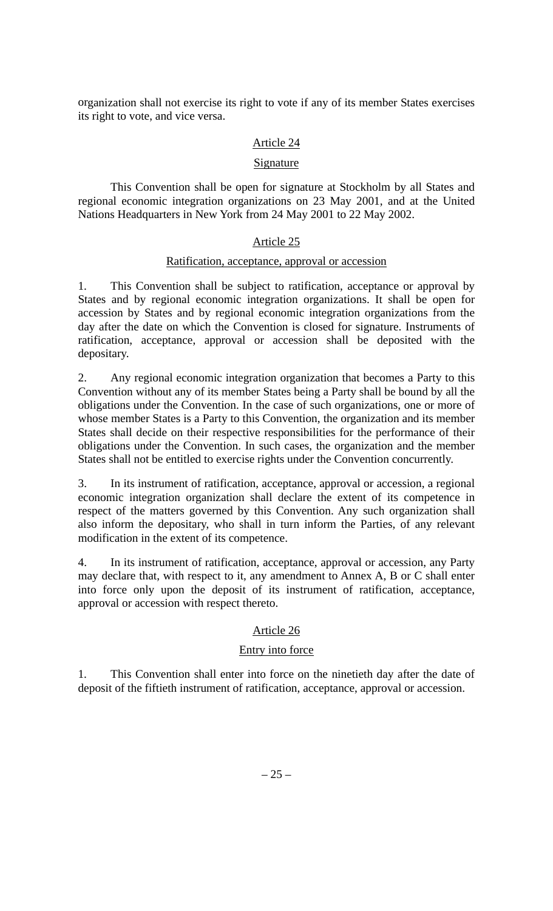organization shall not exercise its right to vote if any of its member States exercises its right to vote, and vice versa.

## Article 24

### Signature

This Convention shall be open for signature at Stockholm by all States and regional economic integration organizations on 23 May 2001, and at the United Nations Headquarters in New York from 24 May 2001 to 22 May 2002.

## Article 25

### Ratification, acceptance, approval or accession

1. This Convention shall be subject to ratification, acceptance or approval by States and by regional economic integration organizations. It shall be open for accession by States and by regional economic integration organizations from the day after the date on which the Convention is closed for signature. Instruments of ratification, acceptance, approval or accession shall be deposited with the depositary.

2. Any regional economic integration organization that becomes a Party to this Convention without any of its member States being a Party shall be bound by all the obligations under the Convention. In the case of such organizations, one or more of whose member States is a Party to this Convention, the organization and its member States shall decide on their respective responsibilities for the performance of their obligations under the Convention. In such cases, the organization and the member States shall not be entitled to exercise rights under the Convention concurrently.

3. In its instrument of ratification, acceptance, approval or accession, a regional economic integration organization shall declare the extent of its competence in respect of the matters governed by this Convention. Any such organization shall also inform the depositary, who shall in turn inform the Parties, of any relevant modification in the extent of its competence.

4. In its instrument of ratification, acceptance, approval or accession, any Party may declare that, with respect to it, any amendment to Annex A, B or C shall enter into force only upon the deposit of its instrument of ratification, acceptance, approval or accession with respect thereto.

## Article 26

### Entry into force

1. This Convention shall enter into force on the ninetieth day after the date of deposit of the fiftieth instrument of ratification, acceptance, approval or accession.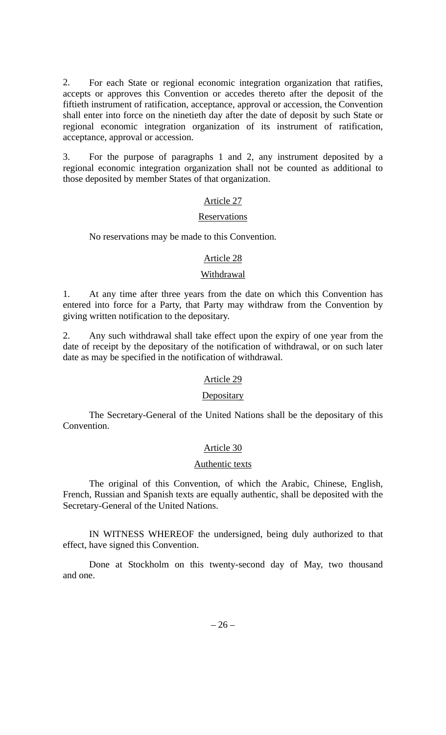2. For each State or regional economic integration organization that ratifies, accepts or approves this Convention or accedes thereto after the deposit of the fiftieth instrument of ratification, acceptance, approval or accession, the Convention shall enter into force on the ninetieth day after the date of deposit by such State or regional economic integration organization of its instrument of ratification, acceptance, approval or accession.

3. For the purpose of paragraphs 1 and 2, any instrument deposited by a regional economic integration organization shall not be counted as additional to those deposited by member States of that organization.

## Article 27

### Reservations

No reservations may be made to this Convention.

## Article 28

### Withdrawal

1. At any time after three years from the date on which this Convention has entered into force for a Party, that Party may withdraw from the Convention by giving written notification to the depositary.

2. Any such withdrawal shall take effect upon the expiry of one year from the date of receipt by the depositary of the notification of withdrawal, or on such later date as may be specified in the notification of withdrawal.

## Article 29

### Depositary

The Secretary-General of the United Nations shall be the depositary of this Convention.

## Article 30

### Authentic texts

The original of this Convention, of which the Arabic, Chinese, English, French, Russian and Spanish texts are equally authentic, shall be deposited with the Secretary-General of the United Nations.

IN WITNESS WHEREOF the undersigned, being duly authorized to that effect, have signed this Convention.

Done at Stockholm on this twenty-second day of May, two thousand and one.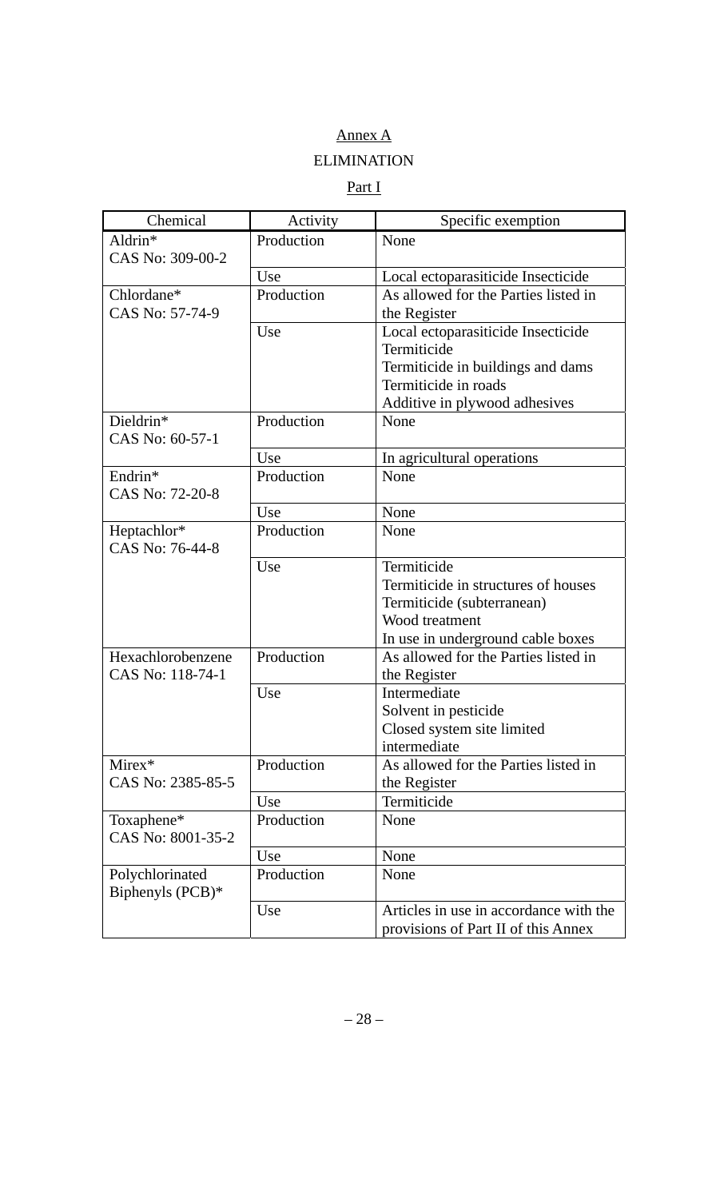# Annex A

## ELIMINATION

### Part I

| Chemical | Activity | Specific exemption |
|---|---|---|
| Aldrin*<br>CAS No: 309-00-2 | Production | None |
| | Use | Local ectoparasiticide Insecticide |
| Chlordane*<br>CAS No: 57-74-9 | Production | As allowed for the Parties listed in the Register |
| | Use | Local ectoparasiticide Insecticide<br>Termiticide<br>Termiticide in buildings and dams<br>Termiticide in roads<br>Additive in plywood adhesives |
| Dieldrin*<br>CAS No: 60-57-1 | Production | None |
| | Use | In agricultural operations |
| Endrin*<br>CAS No: 72-20-8 | Production | None |
| | Use | None |
| Heptachlor*<br>CAS No: 76-44-8 | Production | None |
| | Use | Termiticide<br>Termiticide in structures of houses<br>Termiticide (subterranean)<br>Wood treatment<br>In use in underground cable boxes |
| Hexachlorobenzene<br>CAS No: 118-74-1 | Production | As allowed for the Parties listed in the Register |
| | Use | Intermediate<br>Solvent in pesticide<br>Closed system site limited intermediate |
| Mirex*<br>CAS No: 2385-85-5 | Production | As allowed for the Parties listed in the Register |
| | Use | Termiticide |
| Toxaphene*<br>CAS No: 8001-35-2 | Production | None |
| | Use | None |
| Polychlorinated Biphenyls (PCB)* | Production | None |
| | Use | Articles in use in accordance with the provisions of Part II of this Annex |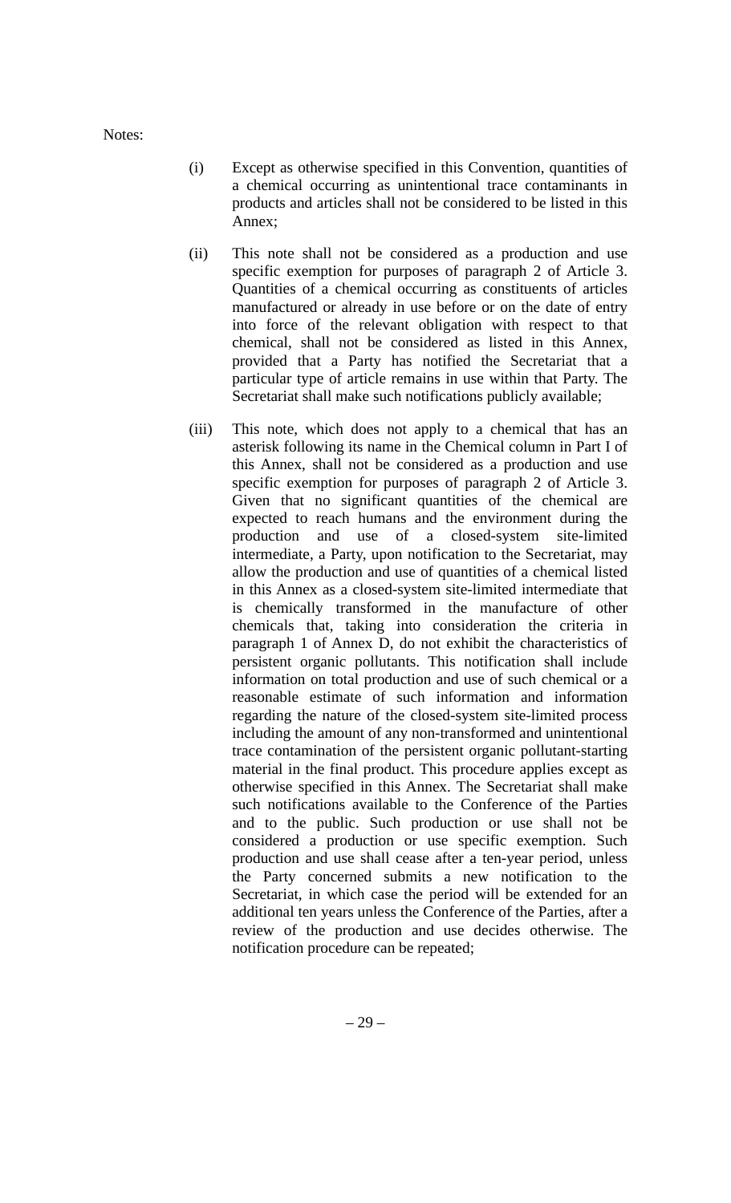Notes:

(i) Except as otherwise specified in this Convention, quantities of a chemical occurring as unintentional trace contaminants in products and articles shall not be considered to be listed in this Annex;

(ii) This note shall not be considered as a production and use specific exemption for purposes of paragraph 2 of Article 3. Quantities of a chemical occurring as constituents of articles manufactured or already in use before or on the date of entry into force of the relevant obligation with respect to that chemical, shall not be considered as listed in this Annex, provided that a Party has notified the Secretariat that a particular type of article remains in use within that Party. The Secretariat shall make such notifications publicly available;

(iii) This note, which does not apply to a chemical that has an asterisk following its name in the Chemical column in Part I of this Annex, shall not be considered as a production and use specific exemption for purposes of paragraph 2 of Article 3. Given that no significant quantities of the chemical are expected to reach humans and the environment during the production and use of a closed-system site-limited intermediate, a Party, upon notification to the Secretariat, may allow the production and use of quantities of a chemical listed in this Annex as a closed-system site-limited intermediate that is chemically transformed in the manufacture of other chemicals that, taking into consideration the criteria in paragraph 1 of Annex D, do not exhibit the characteristics of persistent organic pollutants. This notification shall include information on total production and use of such chemical or a reasonable estimate of such information and information regarding the nature of the closed-system site-limited process including the amount of any non-transformed and unintentional trace contamination of the persistent organic pollutant-starting material in the final product. This procedure applies except as otherwise specified in this Annex. The Secretariat shall make such notifications available to the Conference of the Parties and to the public. Such production or use shall not be considered a production or use specific exemption. Such production and use shall cease after a ten-year period, unless the Party concerned submits a new notification to the Secretariat, in which case the period will be extended for an additional ten years unless the Conference of the Parties, after a review of the production and use decides otherwise. The notification procedure can be repeated;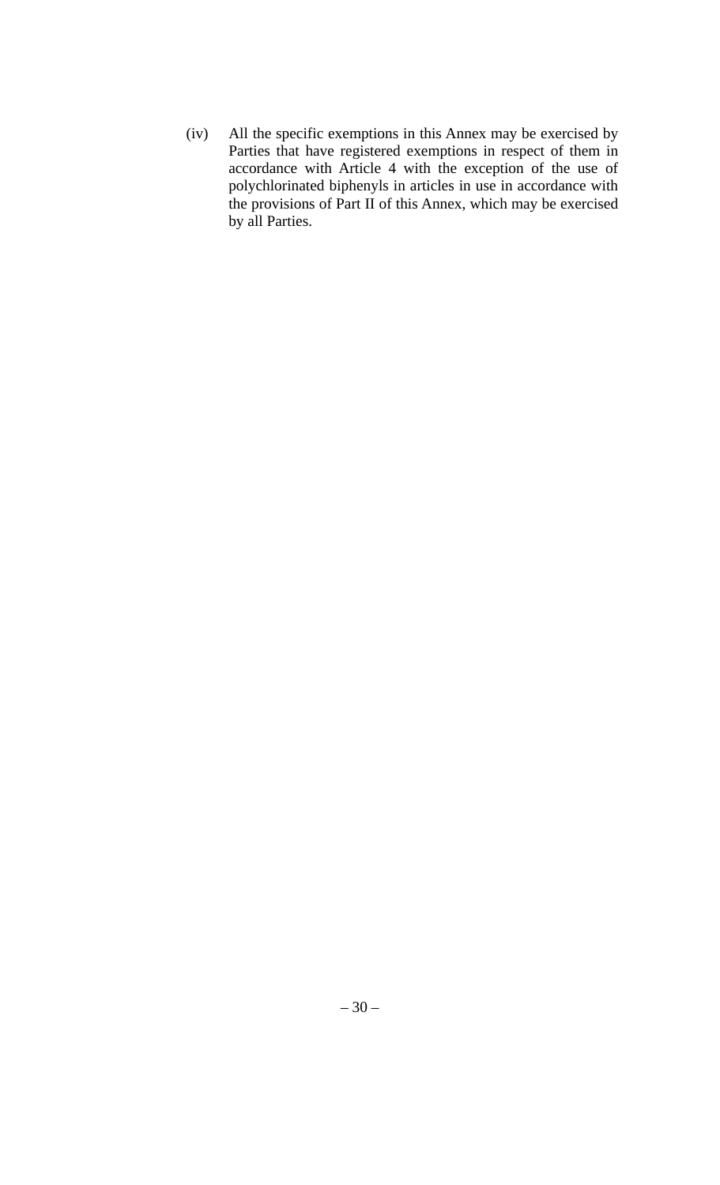(iv) All the specific exemptions in this Annex may be exercised by Parties that have registered exemptions in respect of them in accordance with Article 4 with the exception of the use of polychlorinated biphenyls in articles in use in accordance with the provisions of Part II of this Annex, which may be exercised by all Parties.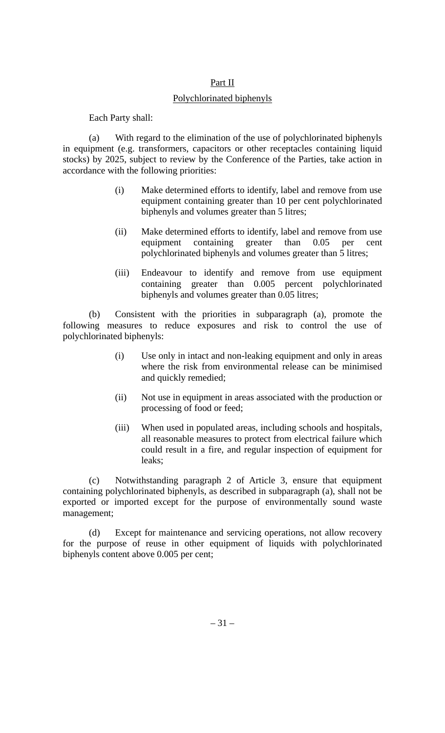## Part II

## Polychlorinated biphenyls

Each Party shall:

(a) With regard to the elimination of the use of polychlorinated biphenyls in equipment (e.g. transformers, capacitors or other receptacles containing liquid stocks) by 2025, subject to review by the Conference of the Parties, take action in accordance with the following priorities:

- (i) Make determined efforts to identify, label and remove from use equipment containing greater than 10 per cent polychlorinated biphenyls and volumes greater than 5 litres;
- (ii) Make determined efforts to identify, label and remove from use equipment containing greater than 0.05 per cent polychlorinated biphenyls and volumes greater than 5 litres;
- (iii) Endeavour to identify and remove from use equipment containing greater than 0.005 percent polychlorinated biphenyls and volumes greater than 0.05 litres;

(b) Consistent with the priorities in subparagraph (a), promote the following measures to reduce exposures and risk to control the use of polychlorinated biphenyls:

- (i) Use only in intact and non-leaking equipment and only in areas where the risk from environmental release can be minimised and quickly remedied;
- (ii) Not use in equipment in areas associated with the production or processing of food or feed;
- (iii) When used in populated areas, including schools and hospitals, all reasonable measures to protect from electrical failure which could result in a fire, and regular inspection of equipment for leaks;

(c) Notwithstanding paragraph 2 of Article 3, ensure that equipment containing polychlorinated biphenyls, as described in subparagraph (a), shall not be exported or imported except for the purpose of environmentally sound waste management;

(d) Except for maintenance and servicing operations, not allow recovery for the purpose of reuse in other equipment of liquids with polychlorinated biphenyls content above 0.005 per cent;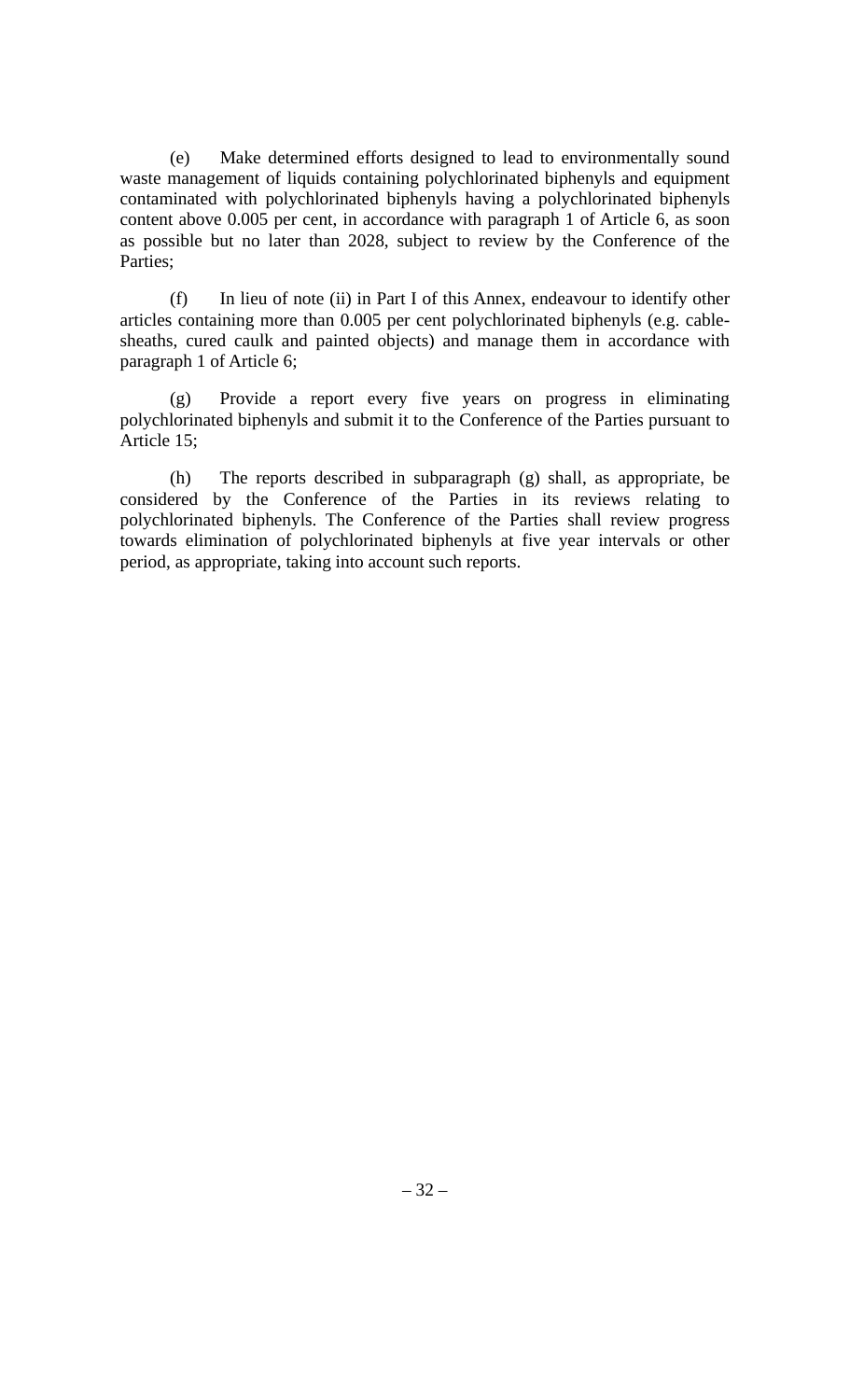(e) Make determined efforts designed to lead to environmentally sound waste management of liquids containing polychlorinated biphenyls and equipment contaminated with polychlorinated biphenyls having a polychlorinated biphenyls content above 0.005 per cent, in accordance with paragraph 1 of Article 6, as soon as possible but no later than 2028, subject to review by the Conference of the Parties;

(f) In lieu of note (ii) in Part I of this Annex, endeavour to identify other articles containing more than 0.005 per cent polychlorinated biphenyls (e.g. cable-sheaths, cured caulk and painted objects) and manage them in accordance with paragraph 1 of Article 6;

(g) Provide a report every five years on progress in eliminating polychlorinated biphenyls and submit it to the Conference of the Parties pursuant to Article 15;

(h) The reports described in subparagraph (g) shall, as appropriate, be considered by the Conference of the Parties in its reviews relating to polychlorinated biphenyls. The Conference of the Parties shall review progress towards elimination of polychlorinated biphenyls at five year intervals or other period, as appropriate, taking into account such reports.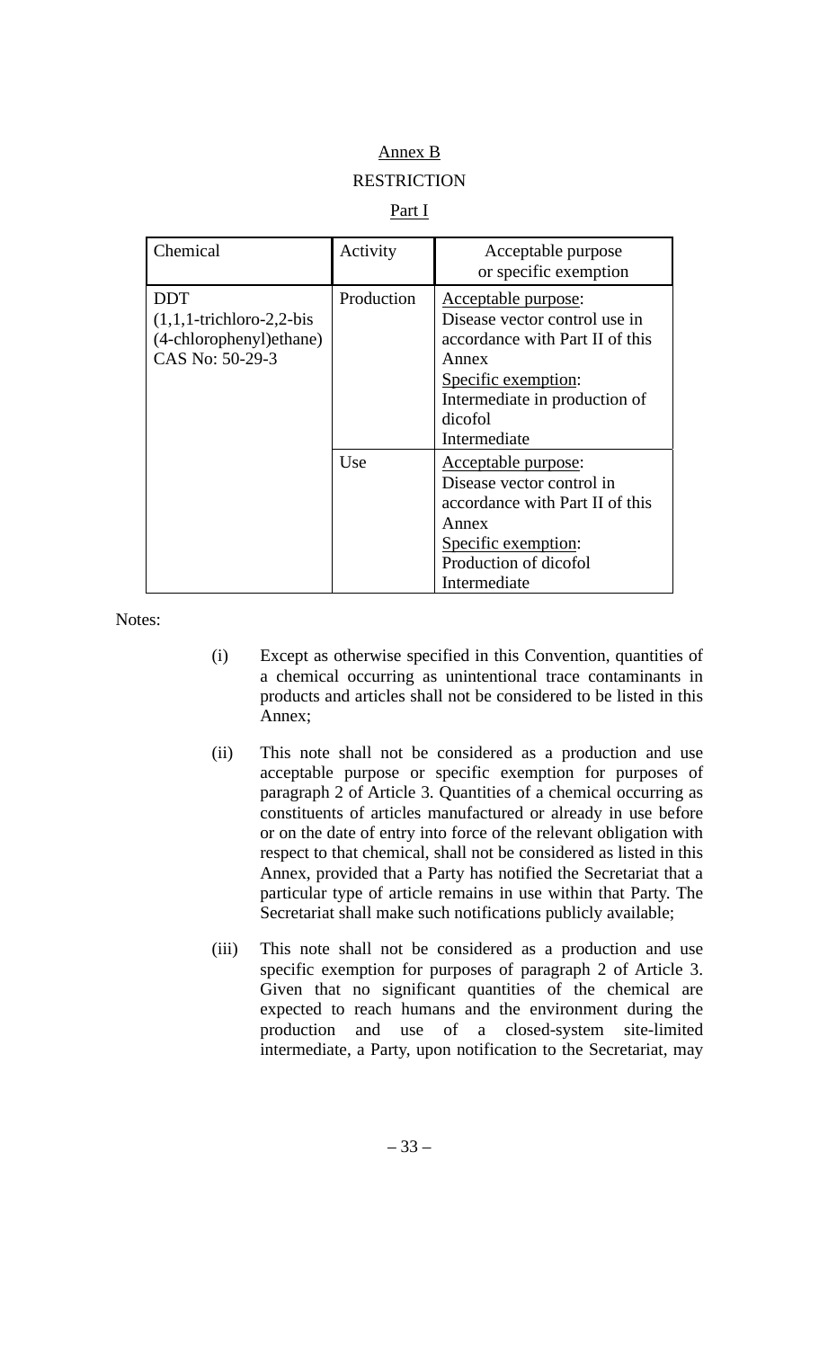Annex B

RESTRICTION

Part I

| Chemical | Activity | Acceptable purpose or specific exemption |
|---|---|---|
| DDT (1,1,1-trichloro-2,2-bis (4-chlorophenyl)ethane) CAS No: 50-29-3 | Production | Acceptable purpose: Disease vector control use in accordance with Part II of this Annex<br>Specific exemption: Intermediate in production of dicofol Intermediate |
| | Use | Acceptable purpose: Disease vector control in accordance with Part II of this Annex<br>Specific exemption: Production of dicofol Intermediate |

Notes:

(i) Except as otherwise specified in this Convention, quantities of a chemical occurring as unintentional trace contaminants in products and articles shall not be considered to be listed in this Annex;

(ii) This note shall not be considered as a production and use acceptable purpose or specific exemption for purposes of paragraph 2 of Article 3. Quantities of a chemical occurring as constituents of articles manufactured or already in use before or on the date of entry into force of the relevant obligation with respect to that chemical, shall not be considered as listed in this Annex, provided that a Party has notified the Secretariat that a particular type of article remains in use within that Party. The Secretariat shall make such notifications publicly available;

(iii) This note shall not be considered as a production and use specific exemption for purposes of paragraph 2 of Article 3. Given that no significant quantities of the chemical are expected to reach humans and the environment during the production and use of a closed-system site-limited intermediate, a Party, upon notification to the Secretariat, may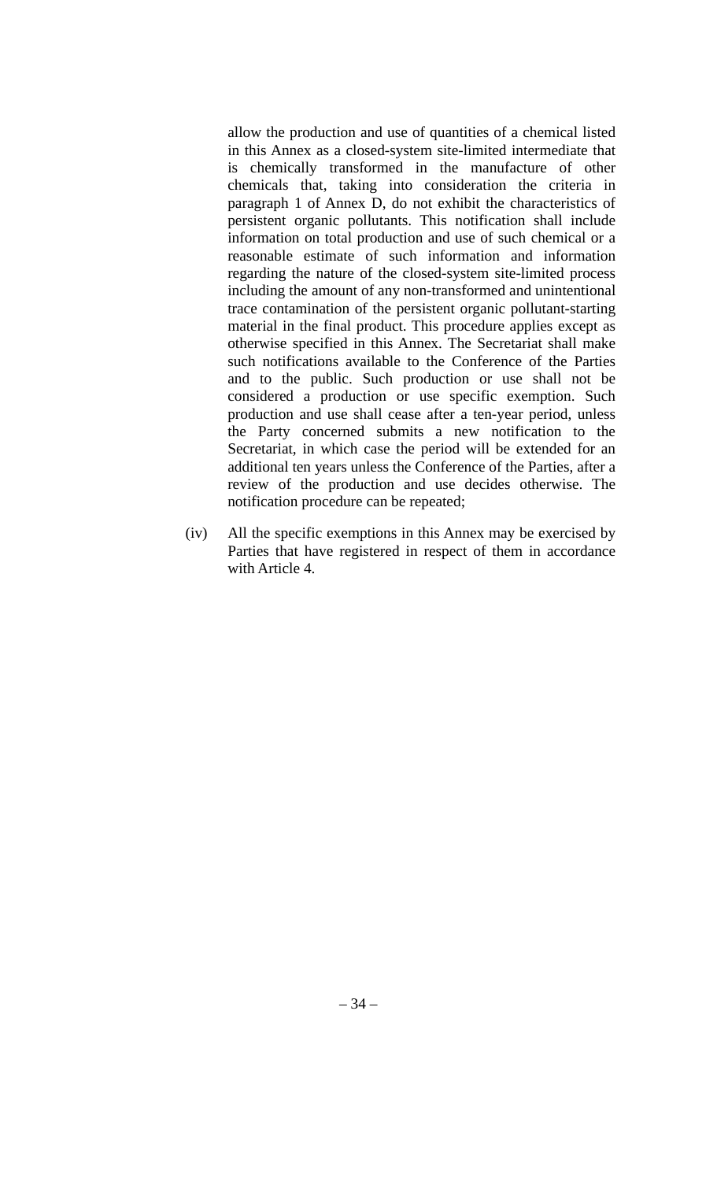allow the production and use of quantities of a chemical listed in this Annex as a closed-system site-limited intermediate that is chemically transformed in the manufacture of other chemicals that, taking into consideration the criteria in paragraph 1 of Annex D, do not exhibit the characteristics of persistent organic pollutants. This notification shall include information on total production and use of such chemical or a reasonable estimate of such information and information regarding the nature of the closed-system site-limited process including the amount of any non-transformed and unintentional trace contamination of the persistent organic pollutant-starting material in the final product. This procedure applies except as otherwise specified in this Annex. The Secretariat shall make such notifications available to the Conference of the Parties and to the public. Such production or use shall not be considered a production or use specific exemption. Such production and use shall cease after a ten-year period, unless the Party concerned submits a new notification to the Secretariat, in which case the period will be extended for an additional ten years unless the Conference of the Parties, after a review of the production and use decides otherwise. The notification procedure can be repeated;

(iv) All the specific exemptions in this Annex may be exercised by Parties that have registered in respect of them in accordance with Article 4.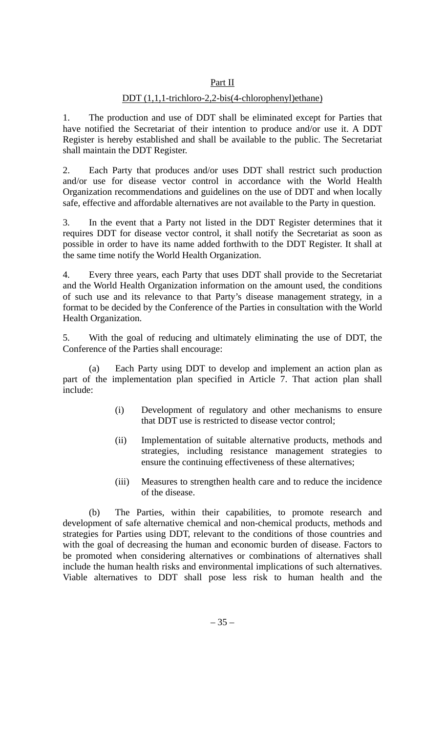## Part II

### DDT (1,1,1-trichloro-2,2-bis(4-chlorophenyl)ethane)

1. The production and use of DDT shall be eliminated except for Parties that have notified the Secretariat of their intention to produce and/or use it. A DDT Register is hereby established and shall be available to the public. The Secretariat shall maintain the DDT Register.

2. Each Party that produces and/or uses DDT shall restrict such production and/or use for disease vector control in accordance with the World Health Organization recommendations and guidelines on the use of DDT and when locally safe, effective and affordable alternatives are not available to the Party in question.

3. In the event that a Party not listed in the DDT Register determines that it requires DDT for disease vector control, it shall notify the Secretariat as soon as possible in order to have its name added forthwith to the DDT Register. It shall at the same time notify the World Health Organization.

4. Every three years, each Party that uses DDT shall provide to the Secretariat and the World Health Organization information on the amount used, the conditions of such use and its relevance to that Party's disease management strategy, in a format to be decided by the Conference of the Parties in consultation with the World Health Organization.

5. With the goal of reducing and ultimately eliminating the use of DDT, the Conference of the Parties shall encourage:

(a) Each Party using DDT to develop and implement an action plan as part of the implementation plan specified in Article 7. That action plan shall include:

(i) Development of regulatory and other mechanisms to ensure that DDT use is restricted to disease vector control;

(ii) Implementation of suitable alternative products, methods and strategies, including resistance management strategies to ensure the continuing effectiveness of these alternatives;

(iii) Measures to strengthen health care and to reduce the incidence of the disease.

(b) The Parties, within their capabilities, to promote research and development of safe alternative chemical and non-chemical products, methods and strategies for Parties using DDT, relevant to the conditions of those countries and with the goal of decreasing the human and economic burden of disease. Factors to be promoted when considering alternatives or combinations of alternatives shall include the human health risks and environmental implications of such alternatives. Viable alternatives to DDT shall pose less risk to human health and the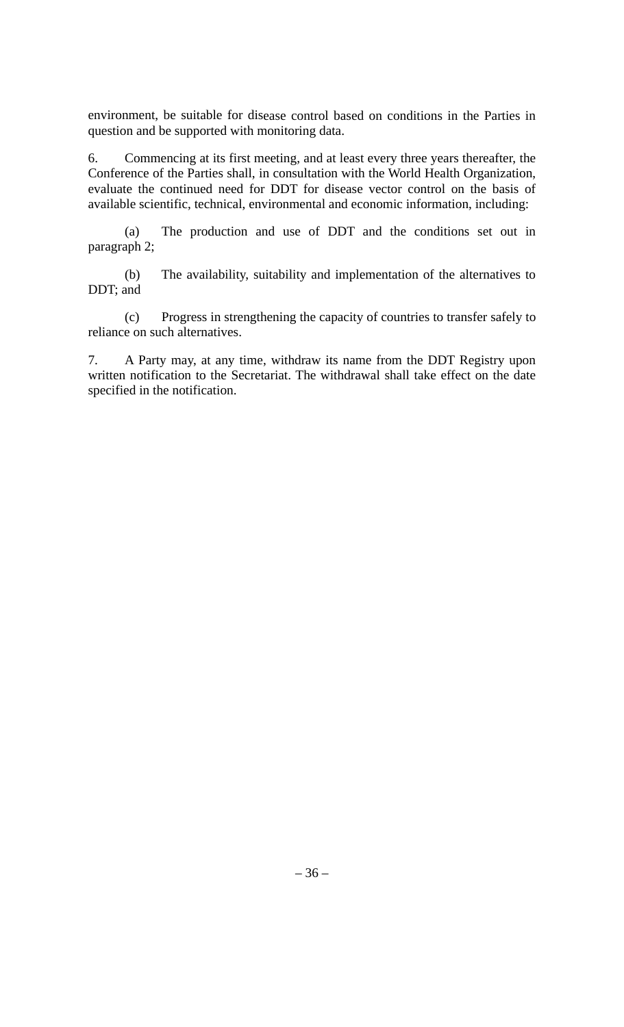environment, be suitable for disease control based on conditions in the Parties in question and be supported with monitoring data.

6. Commencing at its first meeting, and at least every three years thereafter, the Conference of the Parties shall, in consultation with the World Health Organization, evaluate the continued need for DDT for disease vector control on the basis of available scientific, technical, environmental and economic information, including:

(a) The production and use of DDT and the conditions set out in paragraph 2;

(b) The availability, suitability and implementation of the alternatives to DDT; and

(c) Progress in strengthening the capacity of countries to transfer safely to reliance on such alternatives.

7. A Party may, at any time, withdraw its name from the DDT Registry upon written notification to the Secretariat. The withdrawal shall take effect on the date specified in the notification.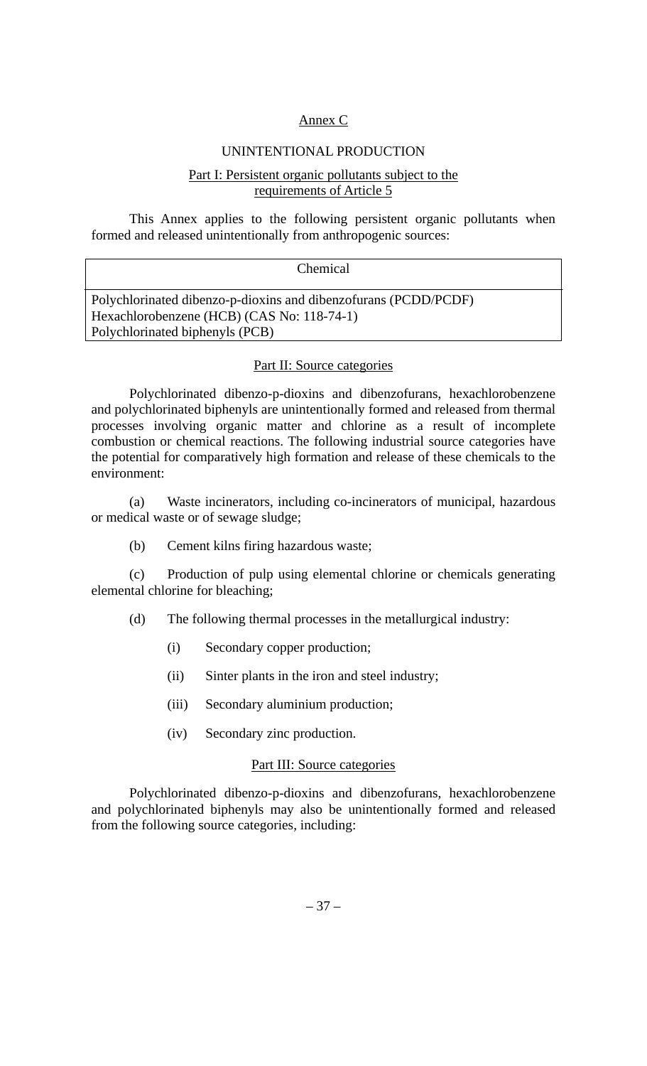# Annex C

## UNINTENTIONAL PRODUCTION

### Part I: Persistent organic pollutants subject to the requirements of Article 5

This Annex applies to the following persistent organic pollutants when formed and released unintentionally from anthropogenic sources:

| Chemical |
|---|
| Polychlorinated dibenzo-p-dioxins and dibenzofurans (PCDD/PCDF)<br>Hexachlorobenzene (HCB) (CAS No: 118-74-1)<br>Polychlorinated biphenyls (PCB) |

### Part II: Source categories

Polychlorinated dibenzo-p-dioxins and dibenzofurans, hexachlorobenzene and polychlorinated biphenyls are unintentionally formed and released from thermal processes involving organic matter and chlorine as a result of incomplete combustion or chemical reactions. The following industrial source categories have the potential for comparatively high formation and release of these chemicals to the environment:

(a) Waste incinerators, including co-incinerators of municipal, hazardous or medical waste or of sewage sludge;

(b) Cement kilns firing hazardous waste;

(c) Production of pulp using elemental chlorine or chemicals generating elemental chlorine for bleaching;

(d) The following thermal processes in the metallurgical industry:

(i) Secondary copper production;

(ii) Sinter plants in the iron and steel industry;

(iii) Secondary aluminium production;

(iv) Secondary zinc production.

### Part III: Source categories

Polychlorinated dibenzo-p-dioxins and dibenzofurans, hexachlorobenzene and polychlorinated biphenyls may also be unintentionally formed and released from the following source categories, including: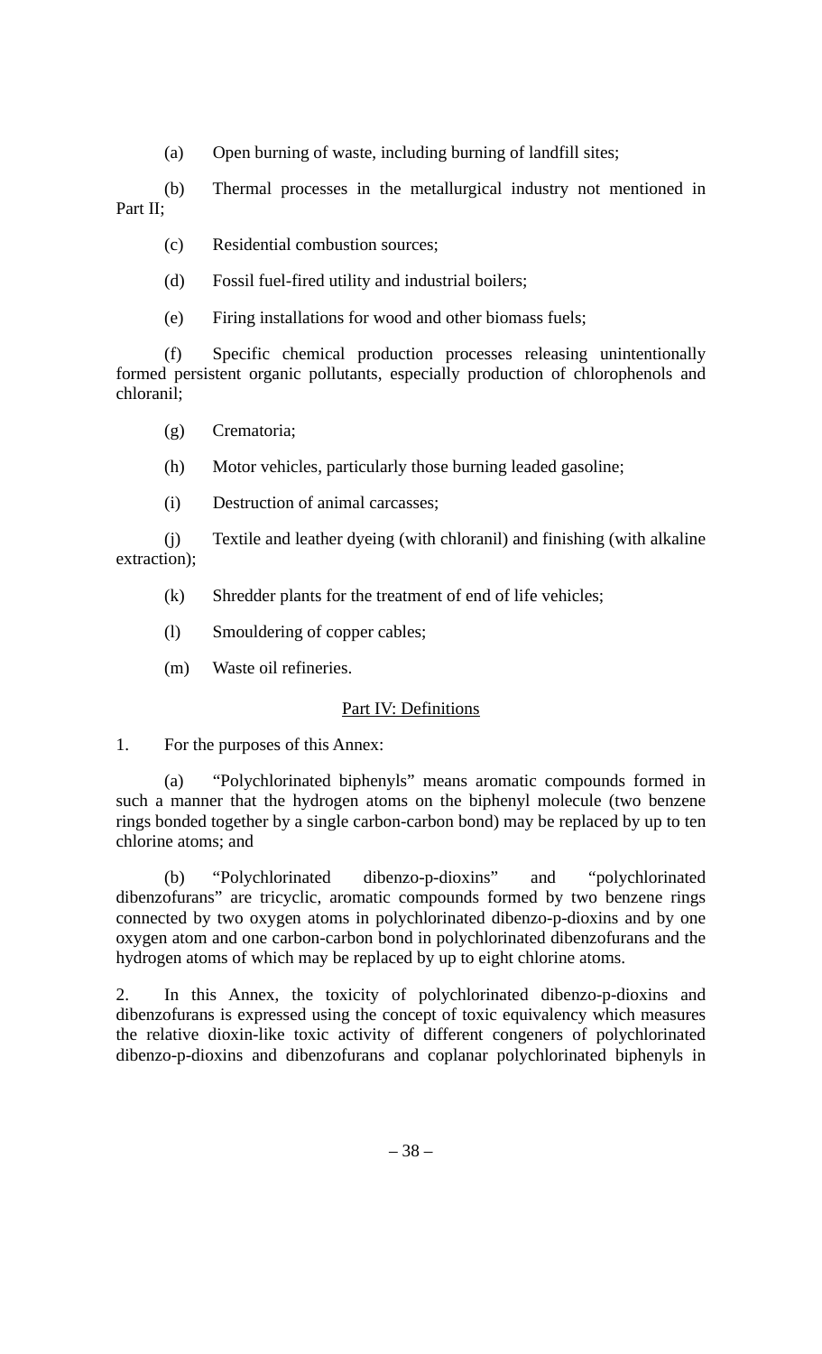(a) Open burning of waste, including burning of landfill sites;

(b) Thermal processes in the metallurgical industry not mentioned in Part II;

(c) Residential combustion sources;

(d) Fossil fuel-fired utility and industrial boilers;

(e) Firing installations for wood and other biomass fuels;

(f) Specific chemical production processes releasing unintentionally formed persistent organic pollutants, especially production of chlorophenols and chloranil;

(g) Crematoria;

(h) Motor vehicles, particularly those burning leaded gasoline;

(i) Destruction of animal carcasses;

(j) Textile and leather dyeing (with chloranil) and finishing (with alkaline extraction);

(k) Shredder plants for the treatment of end of life vehicles;

(l) Smouldering of copper cables;

(m) Waste oil refineries.

## Part IV: Definitions

1. For the purposes of this Annex:

(a) "Polychlorinated biphenyls" means aromatic compounds formed in such a manner that the hydrogen atoms on the biphenyl molecule (two benzene rings bonded together by a single carbon-carbon bond) may be replaced by up to ten chlorine atoms; and

(b) "Polychlorinated dibenzo-p-dioxins" and "polychlorinated dibenzofurans" are tricyclic, aromatic compounds formed by two benzene rings connected by two oxygen atoms in polychlorinated dibenzo-p-dioxins and by one oxygen atom and one carbon-carbon bond in polychlorinated dibenzofurans and the hydrogen atoms of which may be replaced by up to eight chlorine atoms.

2. In this Annex, the toxicity of polychlorinated dibenzo-p-dioxins and dibenzofurans is expressed using the concept of toxic equivalency which measures the relative dioxin-like toxic activity of different congeners of polychlorinated dibenzo-p-dioxins and dibenzofurans and coplanar polychlorinated biphenyls in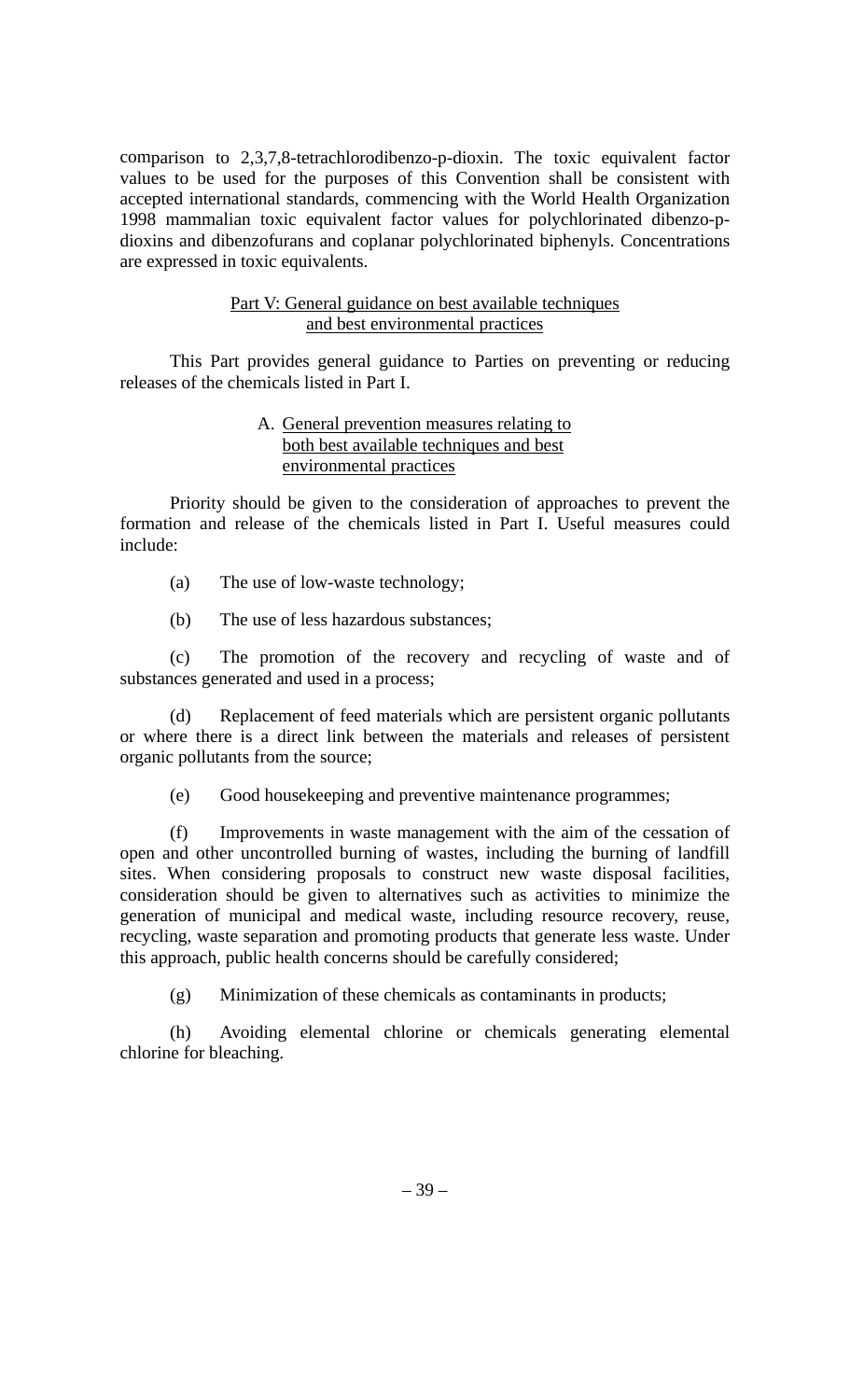comparison to 2,3,7,8-tetrachlorodibenzo-p-dioxin. The toxic equivalent factor values to be used for the purposes of this Convention shall be consistent with accepted international standards, commencing with the World Health Organization 1998 mammalian toxic equivalent factor values for polychlorinated dibenzo-p-dioxins and dibenzofurans and coplanar polychlorinated biphenyls. Concentrations are expressed in toxic equivalents.

## Part V: General guidance on best available techniques and best environmental practices

This Part provides general guidance to Parties on preventing or reducing releases of the chemicals listed in Part I.

### A. General prevention measures relating to both best available techniques and best environmental practices

Priority should be given to the consideration of approaches to prevent the formation and release of the chemicals listed in Part I. Useful measures could include:

(a) The use of low-waste technology;

(b) The use of less hazardous substances;

(c) The promotion of the recovery and recycling of waste and of substances generated and used in a process;

(d) Replacement of feed materials which are persistent organic pollutants or where there is a direct link between the materials and releases of persistent organic pollutants from the source;

(e) Good housekeeping and preventive maintenance programmes;

(f) Improvements in waste management with the aim of the cessation of open and other uncontrolled burning of wastes, including the burning of landfill sites. When considering proposals to construct new waste disposal facilities, consideration should be given to alternatives such as activities to minimize the generation of municipal and medical waste, including resource recovery, reuse, recycling, waste separation and promoting products that generate less waste. Under this approach, public health concerns should be carefully considered;

(g) Minimization of these chemicals as contaminants in products;

(h) Avoiding elemental chlorine or chemicals generating elemental chlorine for bleaching.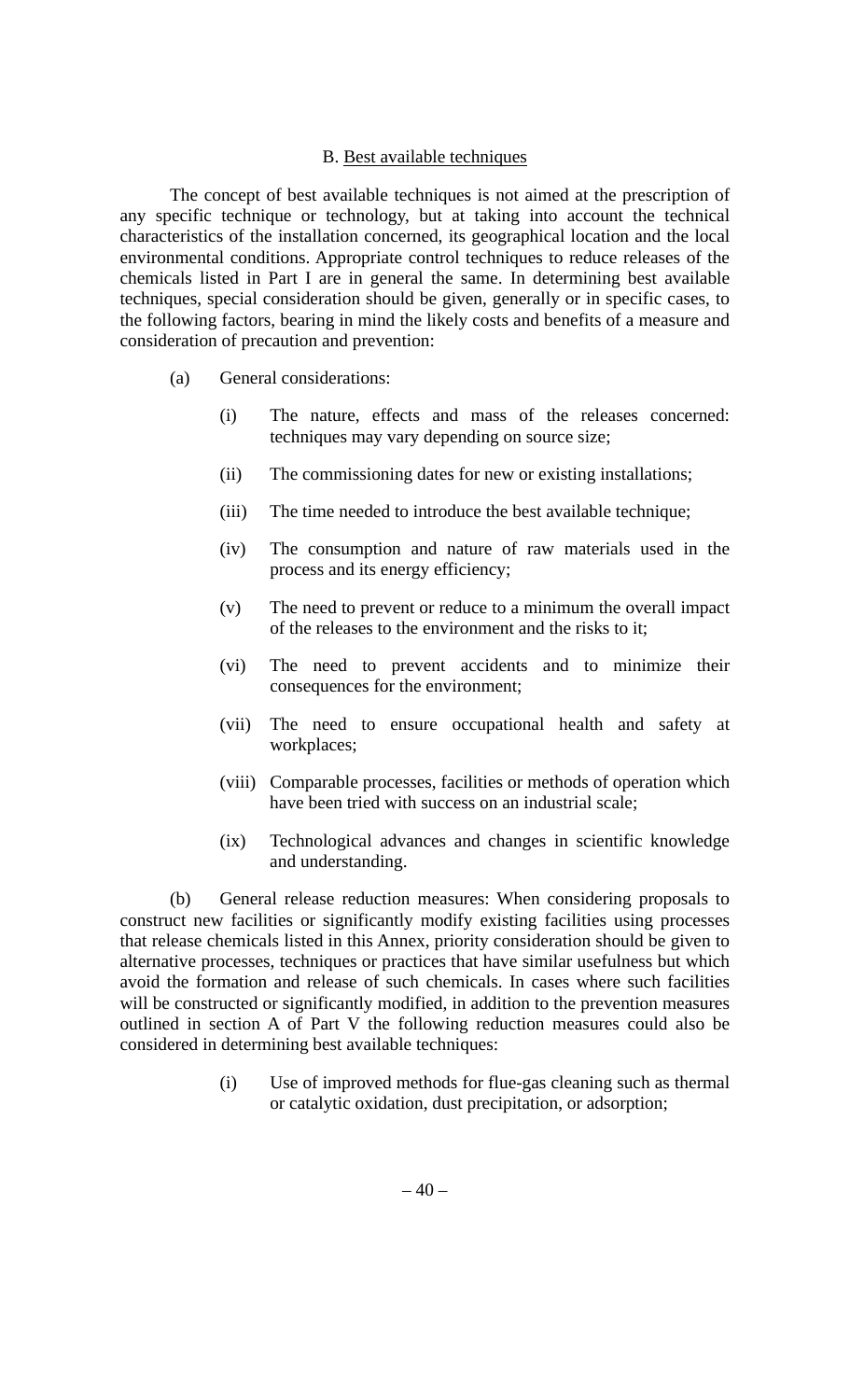## B. Best available techniques

The concept of best available techniques is not aimed at the prescription of any specific technique or technology, but at taking into account the technical characteristics of the installation concerned, its geographical location and the local environmental conditions. Appropriate control techniques to reduce releases of the chemicals listed in Part I are in general the same. In determining best available techniques, special consideration should be given, generally or in specific cases, to the following factors, bearing in mind the likely costs and benefits of a measure and consideration of precaution and prevention:

(a) General considerations:

(i) The nature, effects and mass of the releases concerned: techniques may vary depending on source size;

(ii) The commissioning dates for new or existing installations;

(iii) The time needed to introduce the best available technique;

(iv) The consumption and nature of raw materials used in the process and its energy efficiency;

(v) The need to prevent or reduce to a minimum the overall impact of the releases to the environment and the risks to it;

(vi) The need to prevent accidents and to minimize their consequences for the environment;

(vii) The need to ensure occupational health and safety at workplaces;

(viii) Comparable processes, facilities or methods of operation which have been tried with success on an industrial scale;

(ix) Technological advances and changes in scientific knowledge and understanding.

(b) General release reduction measures: When considering proposals to construct new facilities or significantly modify existing facilities using processes that release chemicals listed in this Annex, priority consideration should be given to alternative processes, techniques or practices that have similar usefulness but which avoid the formation and release of such chemicals. In cases where such facilities will be constructed or significantly modified, in addition to the prevention measures outlined in section A of Part V the following reduction measures could also be considered in determining best available techniques:

(i) Use of improved methods for flue-gas cleaning such as thermal or catalytic oxidation, dust precipitation, or adsorption;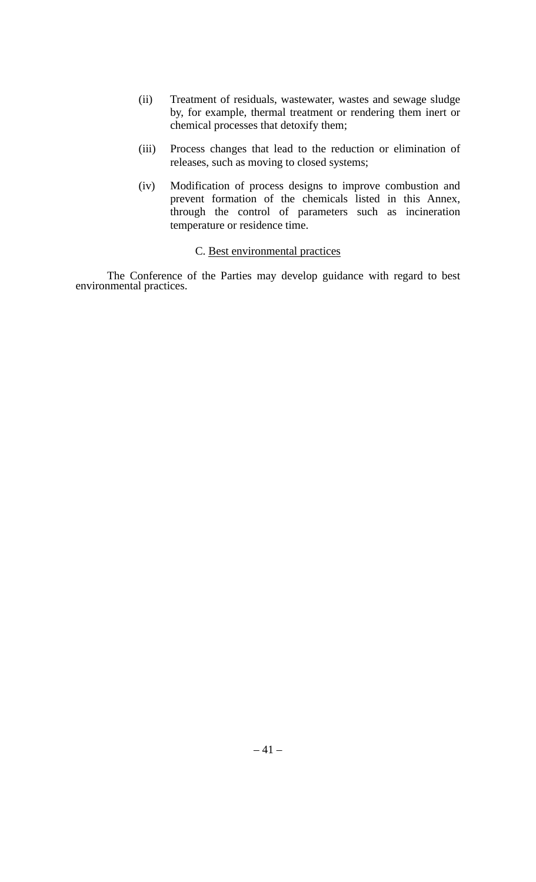(ii) Treatment of residuals, wastewater, wastes and sewage sludge by, for example, thermal treatment or rendering them inert or chemical processes that detoxify them;

(iii) Process changes that lead to the reduction or elimination of releases, such as moving to closed systems;

(iv) Modification of process designs to improve combustion and prevent formation of the chemicals listed in this Annex, through the control of parameters such as incineration temperature or residence time.

### C. Best environmental practices

The Conference of the Parties may develop guidance with regard to best environmental practices.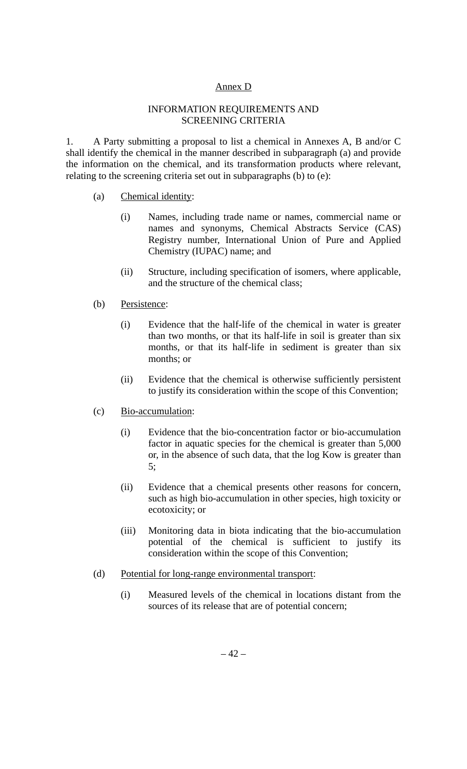## Annex D

### INFORMATION REQUIREMENTS AND SCREENING CRITERIA

1. A Party submitting a proposal to list a chemical in Annexes A, B and/or C shall identify the chemical in the manner described in subparagraph (a) and provide the information on the chemical, and its transformation products where relevant, relating to the screening criteria set out in subparagraphs (b) to (e):

   (a) Chemical identity:

      (i) Names, including trade name or names, commercial name or names and synonyms, Chemical Abstracts Service (CAS) Registry number, International Union of Pure and Applied Chemistry (IUPAC) name; and

      (ii) Structure, including specification of isomers, where applicable, and the structure of the chemical class;

   (b) Persistence:

      (i) Evidence that the half-life of the chemical in water is greater than two months, or that its half-life in soil is greater than six months, or that its half-life in sediment is greater than six months; or

      (ii) Evidence that the chemical is otherwise sufficiently persistent to justify its consideration within the scope of this Convention;

   (c) Bio-accumulation:

      (i) Evidence that the bio-concentration factor or bio-accumulation factor in aquatic species for the chemical is greater than 5,000 or, in the absence of such data, that the log Kow is greater than 5;

      (ii) Evidence that a chemical presents other reasons for concern, such as high bio-accumulation in other species, high toxicity or ecotoxicity; or

      (iii) Monitoring data in biota indicating that the bio-accumulation potential of the chemical is sufficient to justify its consideration within the scope of this Convention;

   (d) Potential for long-range environmental transport:

      (i) Measured levels of the chemical in locations distant from the sources of its release that are of potential concern;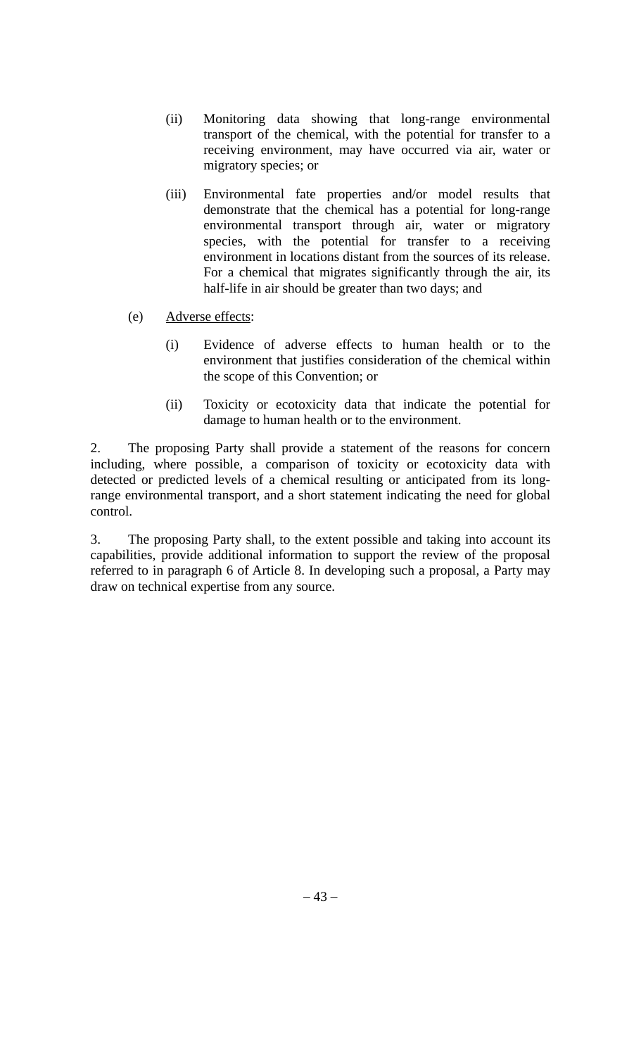(ii) Monitoring data showing that long-range environmental transport of the chemical, with the potential for transfer to a receiving environment, may have occurred via air, water or migratory species; or

(iii) Environmental fate properties and/or model results that demonstrate that the chemical has a potential for long-range environmental transport through air, water or migratory species, with the potential for transfer to a receiving environment in locations distant from the sources of its release. For a chemical that migrates significantly through the air, its half-life in air should be greater than two days; and

(e) <u>Adverse effects</u>:

(i) Evidence of adverse effects to human health or to the environment that justifies consideration of the chemical within the scope of this Convention; or

(ii) Toxicity or ecotoxicity data that indicate the potential for damage to human health or to the environment.

2. The proposing Party shall provide a statement of the reasons for concern including, where possible, a comparison of toxicity or ecotoxicity data with detected or predicted levels of a chemical resulting or anticipated from its long-range environmental transport, and a short statement indicating the need for global control.

3. The proposing Party shall, to the extent possible and taking into account its capabilities, provide additional information to support the review of the proposal referred to in paragraph 6 of Article 8. In developing such a proposal, a Party may draw on technical expertise from any source.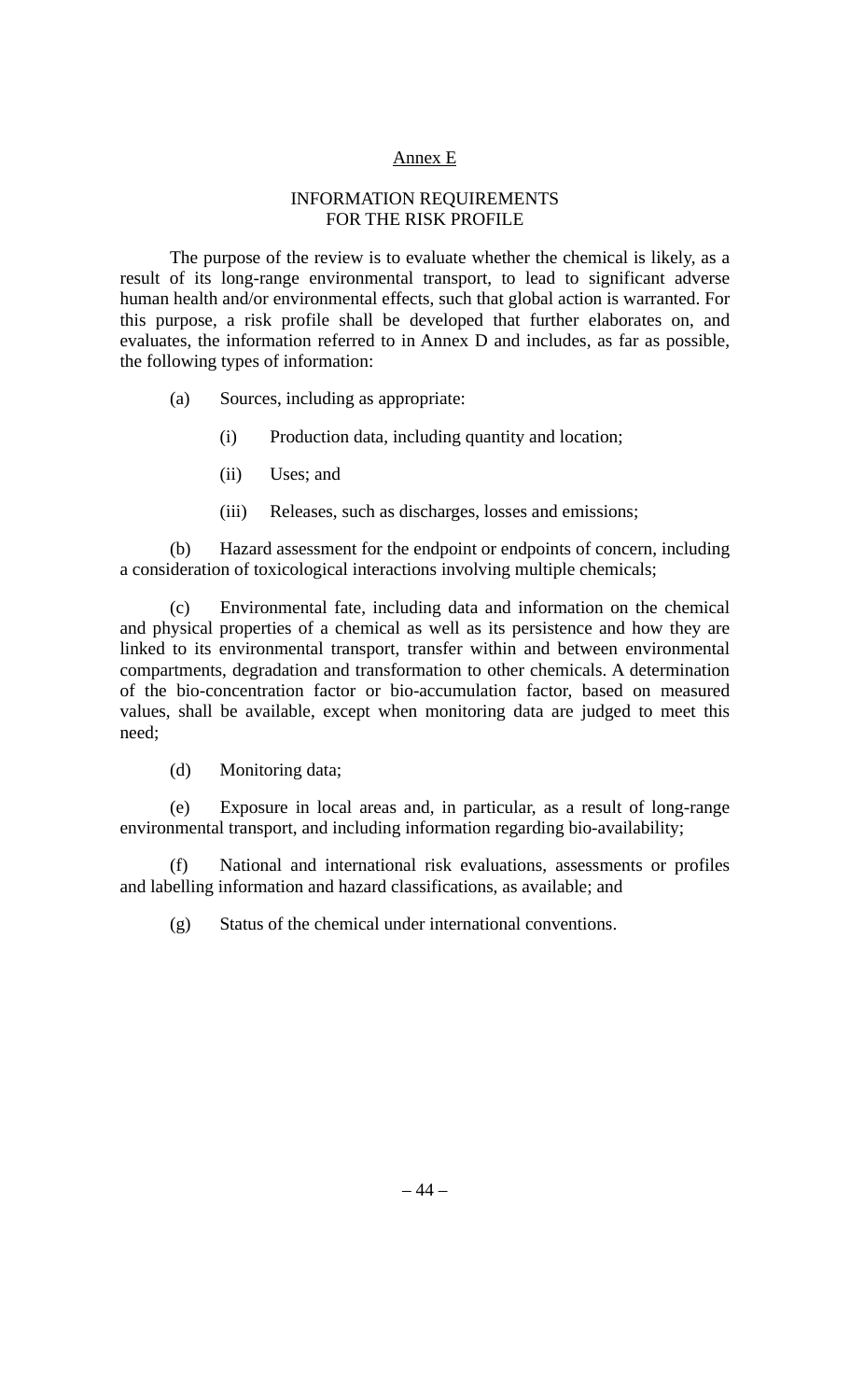## Annex E

### INFORMATION REQUIREMENTS FOR THE RISK PROFILE

The purpose of the review is to evaluate whether the chemical is likely, as a result of its long-range environmental transport, to lead to significant adverse human health and/or environmental effects, such that global action is warranted. For this purpose, a risk profile shall be developed that further elaborates on, and evaluates, the information referred to in Annex D and includes, as far as possible, the following types of information:

(a) Sources, including as appropriate:

  (i) Production data, including quantity and location;

  (ii) Uses; and

  (iii) Releases, such as discharges, losses and emissions;

(b) Hazard assessment for the endpoint or endpoints of concern, including a consideration of toxicological interactions involving multiple chemicals;

(c) Environmental fate, including data and information on the chemical and physical properties of a chemical as well as its persistence and how they are linked to its environmental transport, transfer within and between environmental compartments, degradation and transformation to other chemicals. A determination of the bio-concentration factor or bio-accumulation factor, based on measured values, shall be available, except when monitoring data are judged to meet this need;

(d) Monitoring data;

(e) Exposure in local areas and, in particular, as a result of long-range environmental transport, and including information regarding bio-availability;

(f) National and international risk evaluations, assessments or profiles and labelling information and hazard classifications, as available; and

(g) Status of the chemical under international conventions.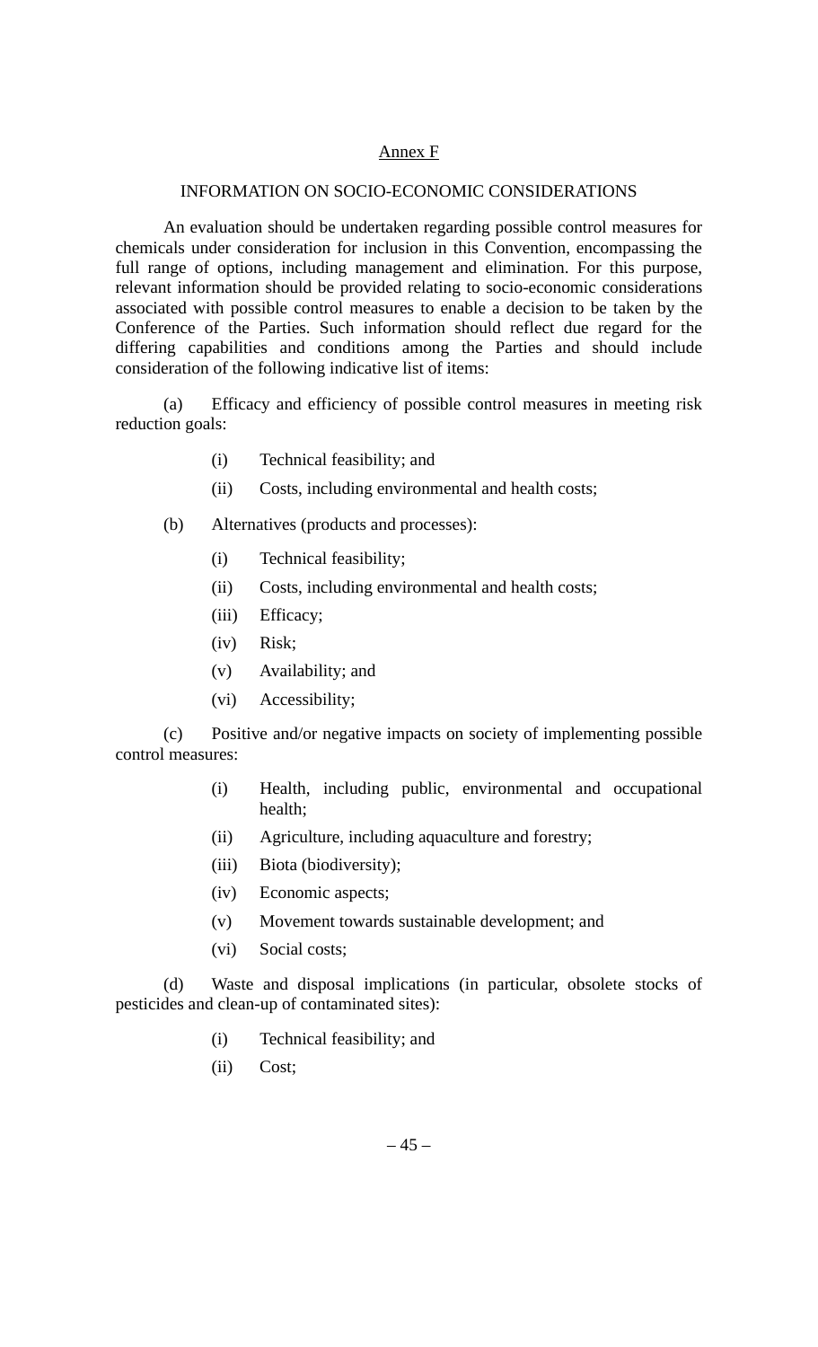## Annex F

## INFORMATION ON SOCIO-ECONOMIC CONSIDERATIONS

An evaluation should be undertaken regarding possible control measures for chemicals under consideration for inclusion in this Convention, encompassing the full range of options, including management and elimination. For this purpose, relevant information should be provided relating to socio-economic considerations associated with possible control measures to enable a decision to be taken by the Conference of the Parties. Such information should reflect due regard for the differing capabilities and conditions among the Parties and should include consideration of the following indicative list of items:

(a) Efficacy and efficiency of possible control measures in meeting risk reduction goals:

- (i) Technical feasibility; and
- (ii) Costs, including environmental and health costs;

(b) Alternatives (products and processes):

- (i) Technical feasibility;
- (ii) Costs, including environmental and health costs;
- (iii) Efficacy;
- (iv) Risk;
- (v) Availability; and
- (vi) Accessibility;

(c) Positive and/or negative impacts on society of implementing possible control measures:

- (i) Health, including public, environmental and occupational health;
- (ii) Agriculture, including aquaculture and forestry;
- (iii) Biota (biodiversity);
- (iv) Economic aspects;
- (v) Movement towards sustainable development; and
- (vi) Social costs;

(d) Waste and disposal implications (in particular, obsolete stocks of pesticides and clean-up of contaminated sites):

- (i) Technical feasibility; and
- (ii) Cost;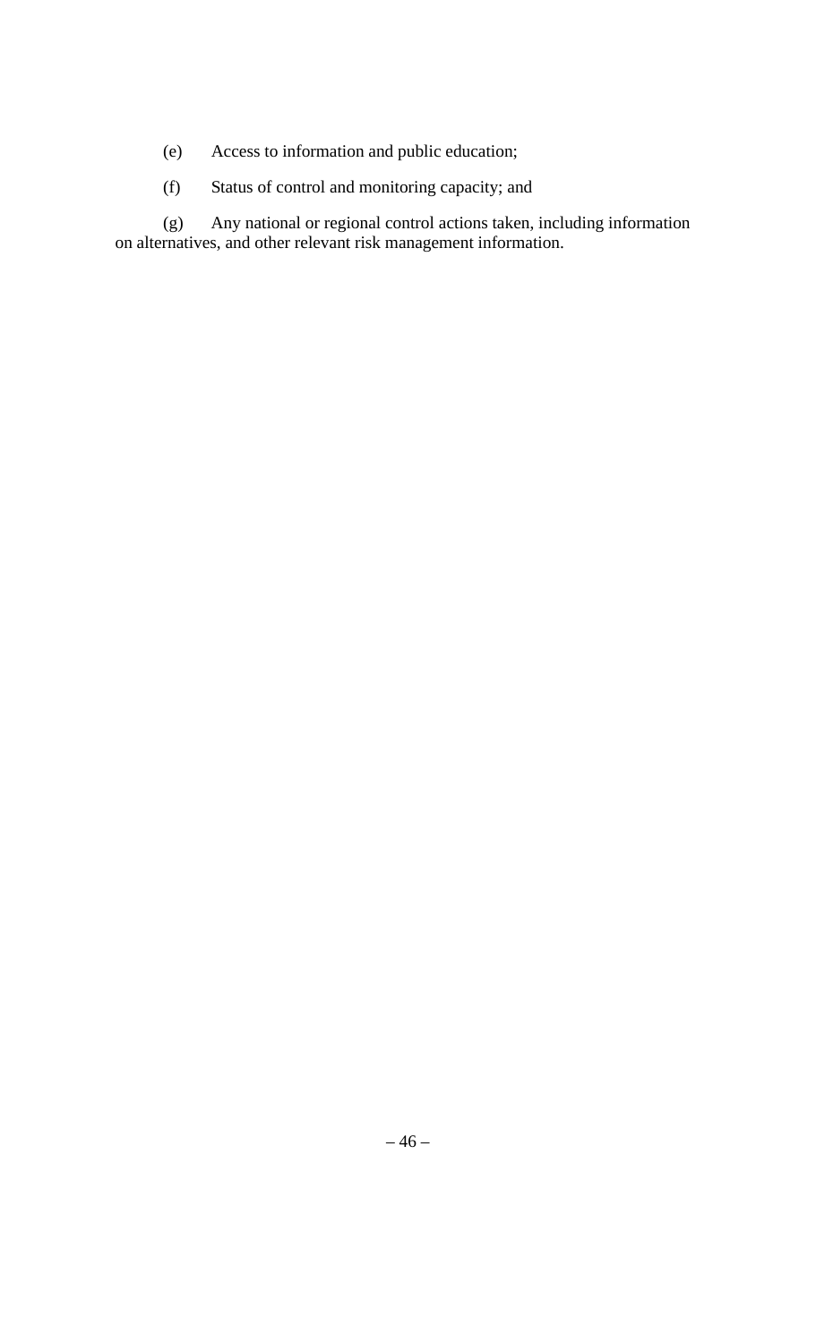(e) Access to information and public education;

(f) Status of control and monitoring capacity; and

(g) Any national or regional control actions taken, including information on alternatives, and other relevant risk management information.